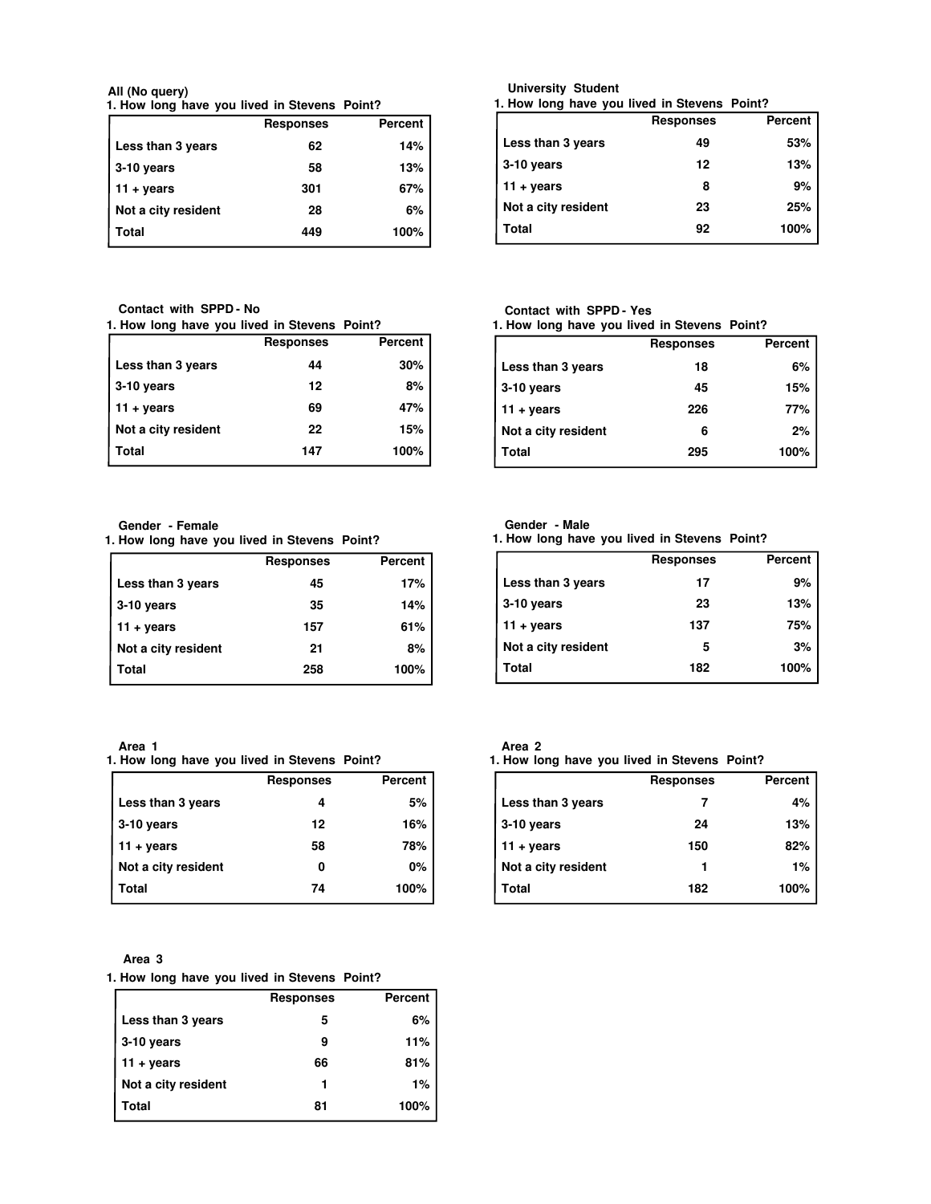**All (No query)**

**1. How long have you lived in Stevens Point?**

| | Responses | Percent |
|---|---|---|
| Less than 3 years | 62 | 14% |
| 3-10 years | 58 | 13% |
| 11 + years | 301 | 67% |
| Not a city resident | 28 | 6% |
| Total | 449 | 100% |

**University Student**

**1. How long have you lived in Stevens Point?**

| | Responses | Percent |
|---|---|---|
| Less than 3 years | 49 | 53% |
| 3-10 years | 12 | 13% |
| 11 + years | 8 | 9% |
| Not a city resident | 23 | 25% |
| Total | 92 | 100% |

**Contact with SPPD - No**

**1. How long have you lived in Stevens Point?**

| | Responses | Percent |
|---|---|---|
| Less than 3 years | 44 | 30% |
| 3-10 years | 12 | 8% |
| 11 + years | 69 | 47% |
| Not a city resident | 22 | 15% |
| Total | 147 | 100% |

**Contact with SPPD - Yes**

**1. How long have you lived in Stevens Point?**

| | Responses | Percent |
|---|---|---|
| Less than 3 years | 18 | 6% |
| 3-10 years | 45 | 15% |
| 11 + years | 226 | 77% |
| Not a city resident | 6 | 2% |
| Total | 295 | 100% |

**Gender - Female**

**1. How long have you lived in Stevens Point?**

| | Responses | Percent |
|---|---|---|
| Less than 3 years | 45 | 17% |
| 3-10 years | 35 | 14% |
| 11 + years | 157 | 61% |
| Not a city resident | 21 | 8% |
| Total | 258 | 100% |

**Gender - Male**

**1. How long have you lived in Stevens Point?**

| | Responses | Percent |
|---|---|---|
| Less than 3 years | 17 | 9% |
| 3-10 years | 23 | 13% |
| 11 + years | 137 | 75% |
| Not a city resident | 5 | 3% |
| Total | 182 | 100% |

**Area 1**

**1. How long have you lived in Stevens Point?**

| | Responses | Percent |
|---|---|---|
| Less than 3 years | 4 | 5% |
| 3-10 years | 12 | 16% |
| 11 + years | 58 | 78% |
| Not a city resident | 0 | 0% |
| Total | 74 | 100% |

**Area 2**

**1. How long have you lived in Stevens Point?**

| | Responses | Percent |
|---|---|---|
| Less than 3 years | 7 | 4% |
| 3-10 years | 24 | 13% |
| 11 + years | 150 | 82% |
| Not a city resident | 1 | 1% |
| Total | 182 | 100% |

**Area 3**

**1. How long have you lived in Stevens Point?**

| | Responses | Percent |
|---|---|---|
| Less than 3 years | 5 | 6% |
| 3-10 years | 9 | 11% |
| 11 + years | 66 | 81% |
| Not a city resident | 1 | 1% |
| Total | 81 | 100% |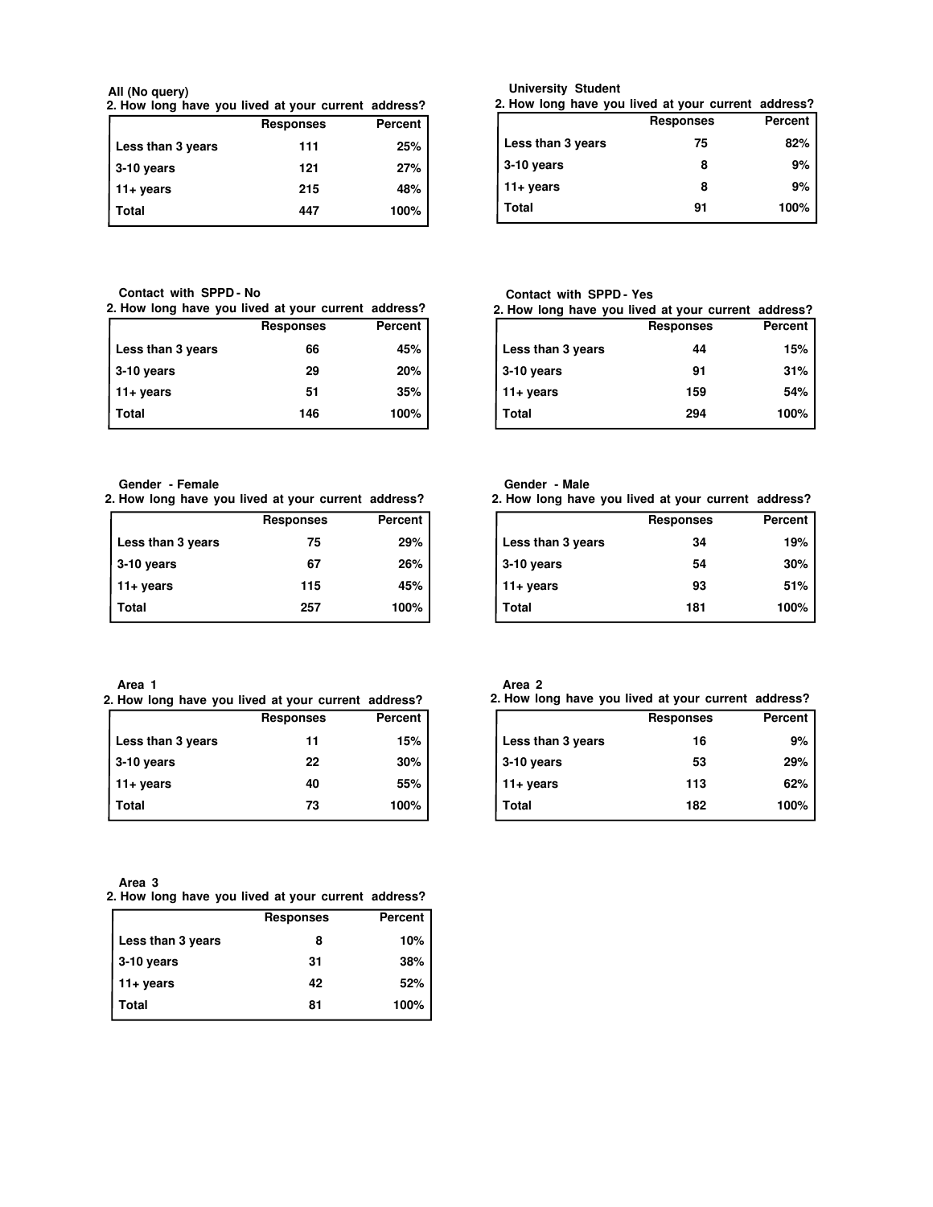**All (No query)**

**2. How long have you lived at your current address?**

| | Responses | Percent |
|---|---|---|
| Less than 3 years | 111 | 25% |
| 3-10 years | 121 | 27% |
| 11+ years | 215 | 48% |
| Total | 447 | 100% |

**University Student**

**2. How long have you lived at your current address?**

| | Responses | Percent |
|---|---|---|
| Less than 3 years | 75 | 82% |
| 3-10 years | 8 | 9% |
| 11+ years | 8 | 9% |
| Total | 91 | 100% |

**Contact with SPPD - No**

**2. How long have you lived at your current address?**

| | Responses | Percent |
|---|---|---|
| Less than 3 years | 66 | 45% |
| 3-10 years | 29 | 20% |
| 11+ years | 51 | 35% |
| Total | 146 | 100% |

**Contact with SPPD - Yes**

**2. How long have you lived at your current address?**

| | Responses | Percent |
|---|---|---|
| Less than 3 years | 44 | 15% |
| 3-10 years | 91 | 31% |
| 11+ years | 159 | 54% |
| Total | 294 | 100% |

**Gender - Female**

**2. How long have you lived at your current address?**

| | Responses | Percent |
|---|---|---|
| Less than 3 years | 75 | 29% |
| 3-10 years | 67 | 26% |
| 11+ years | 115 | 45% |
| Total | 257 | 100% |

**Gender - Male**

**2. How long have you lived at your current address?**

| | Responses | Percent |
|---|---|---|
| Less than 3 years | 34 | 19% |
| 3-10 years | 54 | 30% |
| 11+ years | 93 | 51% |
| Total | 181 | 100% |

**Area 1**

**2. How long have you lived at your current address?**

| | Responses | Percent |
|---|---|---|
| Less than 3 years | 11 | 15% |
| 3-10 years | 22 | 30% |
| 11+ years | 40 | 55% |
| Total | 73 | 100% |

**Area 2**

**2. How long have you lived at your current address?**

| | Responses | Percent |
|---|---|---|
| Less than 3 years | 16 | 9% |
| 3-10 years | 53 | 29% |
| 11+ years | 113 | 62% |
| Total | 182 | 100% |

**Area 3**

**2. How long have you lived at your current address?**

| | Responses | Percent |
|---|---|---|
| Less than 3 years | 8 | 10% |
| 3-10 years | 31 | 38% |
| 11+ years | 42 | 52% |
| Total | 81 | 100% |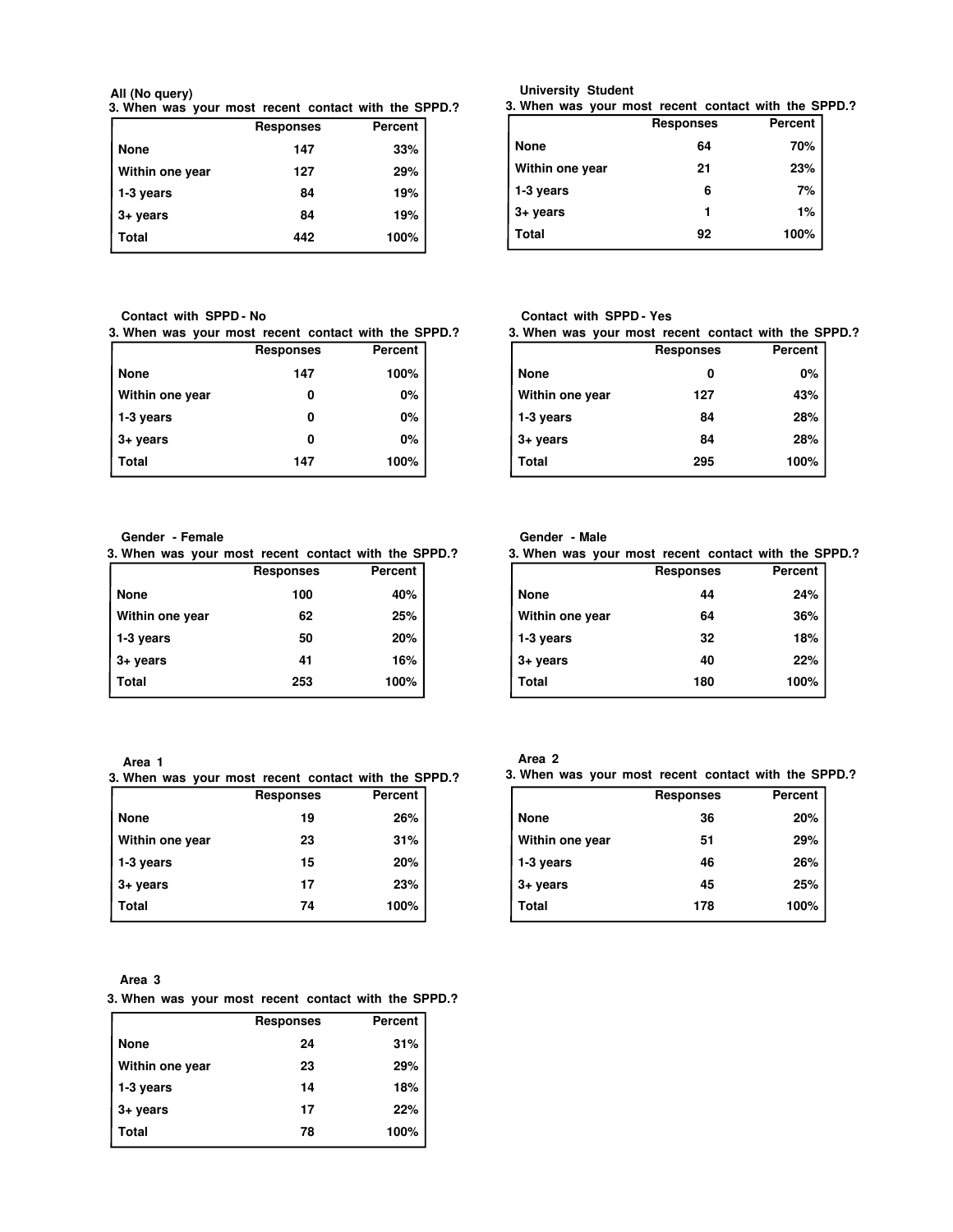**All (No query)**

**3. When was your most recent contact with the SPPD.?**

| | Responses | Percent |
|---|---|---|
| None | 147 | 33% |
| Within one year | 127 | 29% |
| 1-3 years | 84 | 19% |
| 3+ years | 84 | 19% |
| Total | 442 | 100% |

**University Student**

**3. When was your most recent contact with the SPPD.?**

| | Responses | Percent |
|---|---|---|
| None | 64 | 70% |
| Within one year | 21 | 23% |
| 1-3 years | 6 | 7% |
| 3+ years | 1 | 1% |
| Total | 92 | 100% |

**Contact with SPPD - No**

**3. When was your most recent contact with the SPPD.?**

| | Responses | Percent |
|---|---|---|
| None | 147 | 100% |
| Within one year | 0 | 0% |
| 1-3 years | 0 | 0% |
| 3+ years | 0 | 0% |
| Total | 147 | 100% |

**Contact with SPPD - Yes**

**3. When was your most recent contact with the SPPD.?**

| | Responses | Percent |
|---|---|---|
| None | 0 | 0% |
| Within one year | 127 | 43% |
| 1-3 years | 84 | 28% |
| 3+ years | 84 | 28% |
| Total | 295 | 100% |

**Gender - Female**

**3. When was your most recent contact with the SPPD.?**

| | Responses | Percent |
|---|---|---|
| None | 100 | 40% |
| Within one year | 62 | 25% |
| 1-3 years | 50 | 20% |
| 3+ years | 41 | 16% |
| Total | 253 | 100% |

**Gender - Male**

**3. When was your most recent contact with the SPPD.?**

| | Responses | Percent |
|---|---|---|
| None | 44 | 24% |
| Within one year | 64 | 36% |
| 1-3 years | 32 | 18% |
| 3+ years | 40 | 22% |
| Total | 180 | 100% |

**Area 1**

**3. When was your most recent contact with the SPPD.?**

| | Responses | Percent |
|---|---|---|
| None | 19 | 26% |
| Within one year | 23 | 31% |
| 1-3 years | 15 | 20% |
| 3+ years | 17 | 23% |
| Total | 74 | 100% |

**Area 2**

**3. When was your most recent contact with the SPPD.?**

| | Responses | Percent |
|---|---|---|
| None | 36 | 20% |
| Within one year | 51 | 29% |
| 1-3 years | 46 | 26% |
| 3+ years | 45 | 25% |
| Total | 178 | 100% |

**Area 3**

**3. When was your most recent contact with the SPPD.?**

| | Responses | Percent |
|---|---|---|
| None | 24 | 31% |
| Within one year | 23 | 29% |
| 1-3 years | 14 | 18% |
| 3+ years | 17 | 22% |
| Total | 78 | 100% |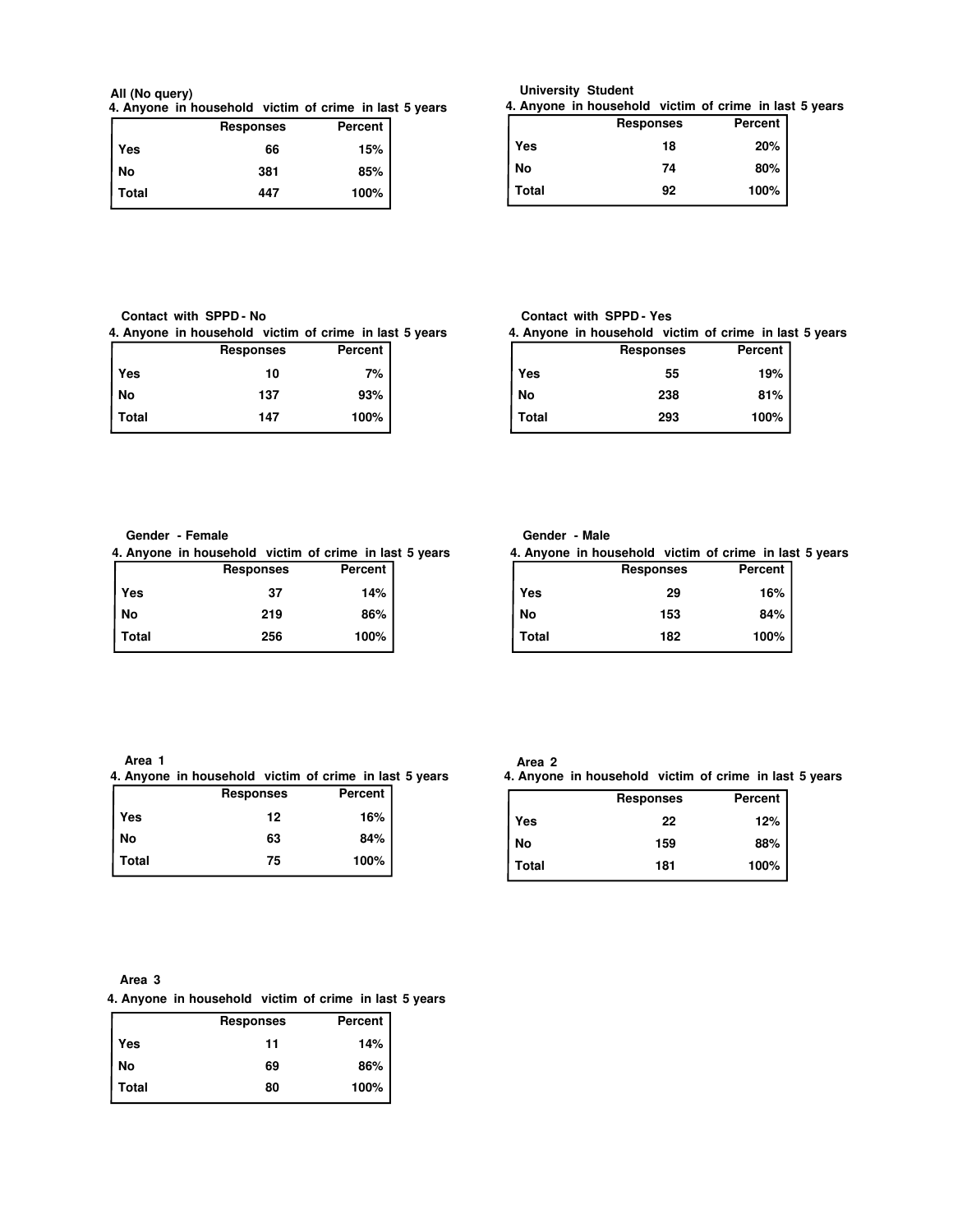**All (No query)**

**4. Anyone in household victim of crime in last 5 years**

| | Responses | Percent |
|---|---|---|
| Yes | 66 | 15% |
| No | 381 | 85% |
| Total | 447 | 100% |

**University Student**

**4. Anyone in household victim of crime in last 5 years**

| | Responses | Percent |
|---|---|---|
| Yes | 18 | 20% |
| No | 74 | 80% |
| Total | 92 | 100% |

**Contact with SPPD - No**

**4. Anyone in household victim of crime in last 5 years**

| | Responses | Percent |
|---|---|---|
| Yes | 10 | 7% |
| No | 137 | 93% |
| Total | 147 | 100% |

**Contact with SPPD - Yes**

**4. Anyone in household victim of crime in last 5 years**

| | Responses | Percent |
|---|---|---|
| Yes | 55 | 19% |
| No | 238 | 81% |
| Total | 293 | 100% |

**Gender - Female**

**4. Anyone in household victim of crime in last 5 years**

| | Responses | Percent |
|---|---|---|
| Yes | 37 | 14% |
| No | 219 | 86% |
| Total | 256 | 100% |

**Gender - Male**

**4. Anyone in household victim of crime in last 5 years**

| | Responses | Percent |
|---|---|---|
| Yes | 29 | 16% |
| No | 153 | 84% |
| Total | 182 | 100% |

**Area 1**

**4. Anyone in household victim of crime in last 5 years**

| | Responses | Percent |
|---|---|---|
| Yes | 12 | 16% |
| No | 63 | 84% |
| Total | 75 | 100% |

**Area 2**

**4. Anyone in household victim of crime in last 5 years**

| | Responses | Percent |
|---|---|---|
| Yes | 22 | 12% |
| No | 159 | 88% |
| Total | 181 | 100% |

**Area 3**

**4. Anyone in household victim of crime in last 5 years**

| | Responses | Percent |
|---|---|---|
| Yes | 11 | 14% |
| No | 69 | 86% |
| Total | 80 | 100% |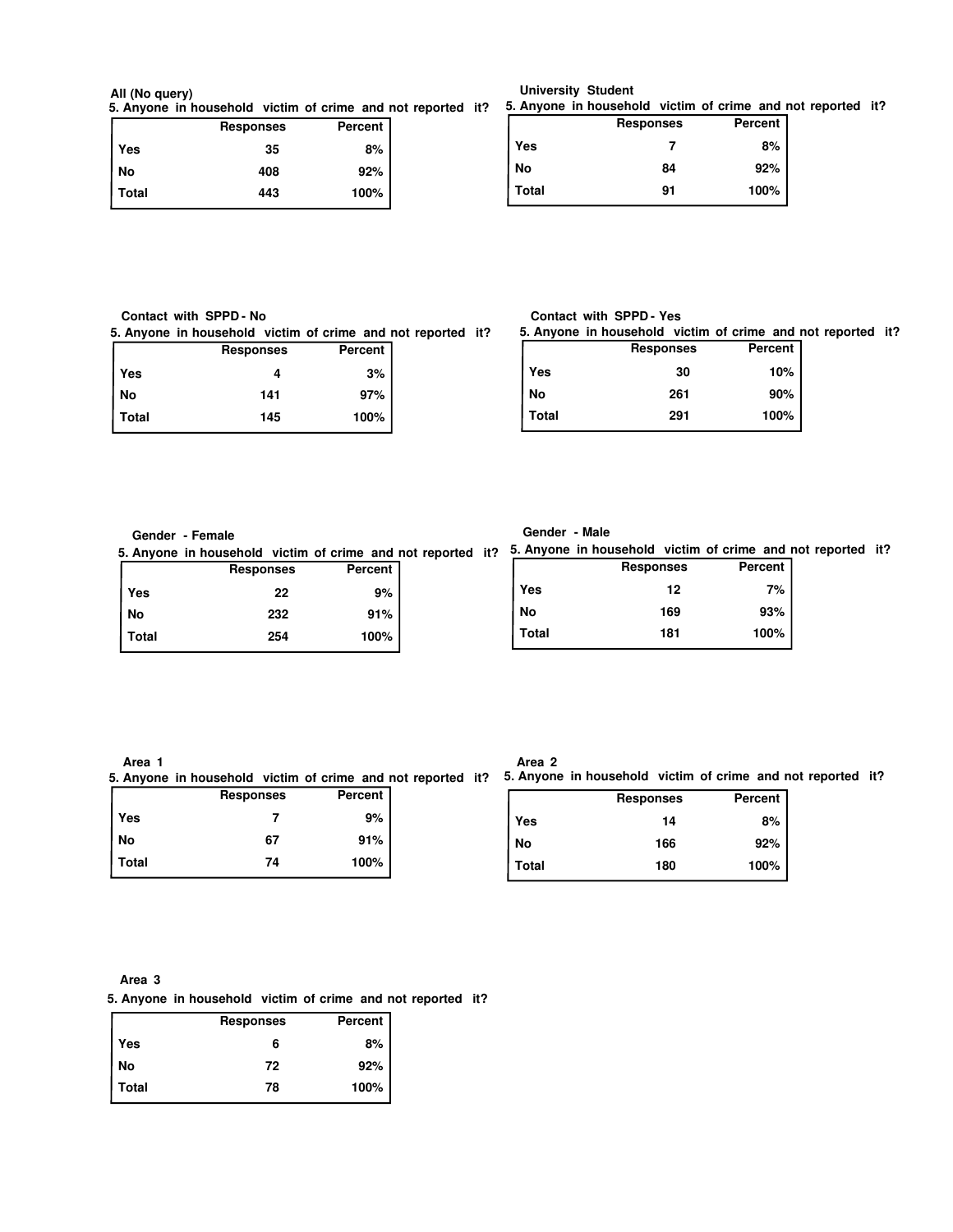All (No query)

5. Anyone in household victim of crime and not reported it?

| | Responses | Percent |
|---|---|---|
| Yes | 35 | 8% |
| No | 408 | 92% |
| Total | 443 | 100% |

University Student

5. Anyone in household victim of crime and not reported it?

| | Responses | Percent |
|---|---|---|
| Yes | 7 | 8% |
| No | 84 | 92% |
| Total | 91 | 100% |

Contact with SPPD - No

5. Anyone in household victim of crime and not reported it?

| | Responses | Percent |
|---|---|---|
| Yes | 4 | 3% |
| No | 141 | 97% |
| Total | 145 | 100% |

Contact with SPPD - Yes

5. Anyone in household victim of crime and not reported it?

| | Responses | Percent |
|---|---|---|
| Yes | 30 | 10% |
| No | 261 | 90% |
| Total | 291 | 100% |

Gender - Female

5. Anyone in household victim of crime and not reported it?

| | Responses | Percent |
|---|---|---|
| Yes | 22 | 9% |
| No | 232 | 91% |
| Total | 254 | 100% |

Gender - Male

5. Anyone in household victim of crime and not reported it?

| | Responses | Percent |
|---|---|---|
| Yes | 12 | 7% |
| No | 169 | 93% |
| Total | 181 | 100% |

Area 1

5. Anyone in household victim of crime and not reported it?

| | Responses | Percent |
|---|---|---|
| Yes | 7 | 9% |
| No | 67 | 91% |
| Total | 74 | 100% |

Area 2

5. Anyone in household victim of crime and not reported it?

| | Responses | Percent |
|---|---|---|
| Yes | 14 | 8% |
| No | 166 | 92% |
| Total | 180 | 100% |

Area 3

5. Anyone in household victim of crime and not reported it?

| | Responses | Percent |
|---|---|---|
| Yes | 6 | 8% |
| No | 72 | 92% |
| Total | 78 | 100% |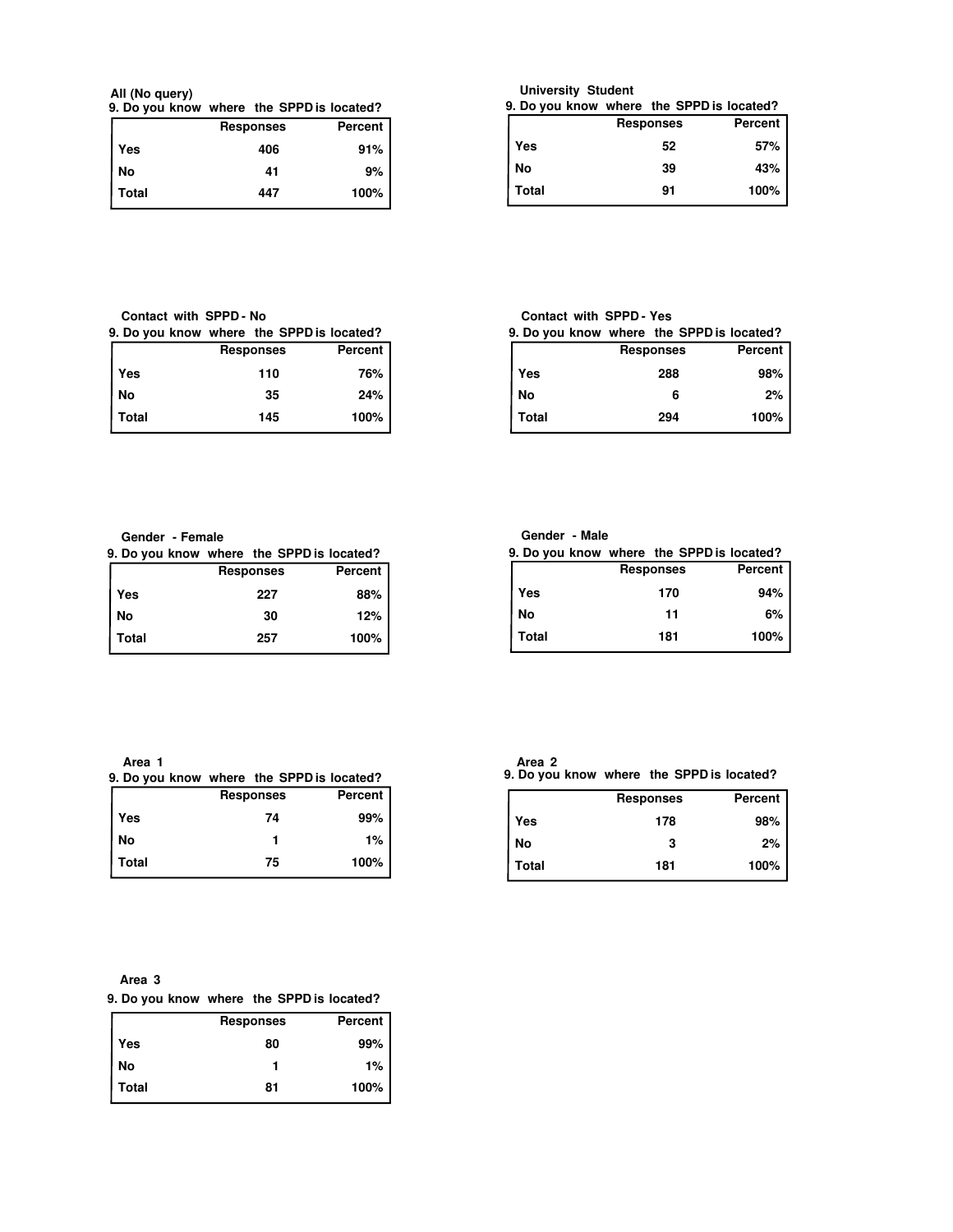All (No query)

9. Do you know where the SPPD is located?

| | Responses | Percent |
|---|---|---|
| Yes | 406 | 91% |
| No | 41 | 9% |
| Total | 447 | 100% |

University Student

9. Do you know where the SPPD is located?

| | Responses | Percent |
|---|---|---|
| Yes | 52 | 57% |
| No | 39 | 43% |
| Total | 91 | 100% |

Contact with SPPD - No

9. Do you know where the SPPD is located?

| | Responses | Percent |
|---|---|---|
| Yes | 110 | 76% |
| No | 35 | 24% |
| Total | 145 | 100% |

Contact with SPPD - Yes

9. Do you know where the SPPD is located?

| | Responses | Percent |
|---|---|---|
| Yes | 288 | 98% |
| No | 6 | 2% |
| Total | 294 | 100% |

Gender - Female

9. Do you know where the SPPD is located?

| | Responses | Percent |
|---|---|---|
| Yes | 227 | 88% |
| No | 30 | 12% |
| Total | 257 | 100% |

Gender - Male

9. Do you know where the SPPD is located?

| | Responses | Percent |
|---|---|---|
| Yes | 170 | 94% |
| No | 11 | 6% |
| Total | 181 | 100% |

Area 1

9. Do you know where the SPPD is located?

| | Responses | Percent |
|---|---|---|
| Yes | 74 | 99% |
| No | 1 | 1% |
| Total | 75 | 100% |

Area 2

9. Do you know where the SPPD is located?

| | Responses | Percent |
|---|---|---|
| Yes | 178 | 98% |
| No | 3 | 2% |
| Total | 181 | 100% |

Area 3

9. Do you know where the SPPD is located?

| | Responses | Percent |
|---|---|---|
| Yes | 80 | 99% |
| No | 1 | 1% |
| Total | 81 | 100% |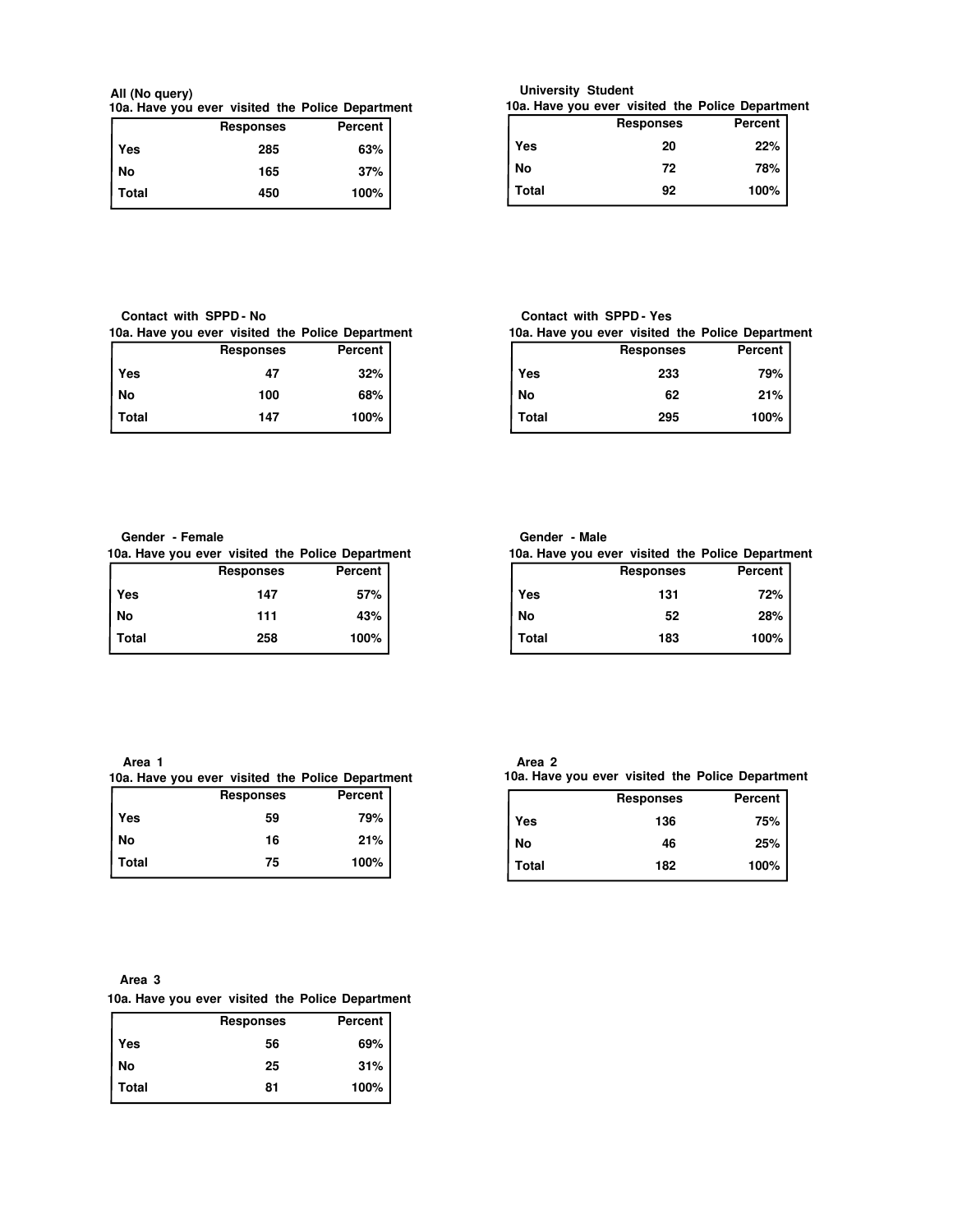**All (No query)**

**10a. Have you ever visited the Police Department**

| | Responses | Percent |
|---|---|---|
| Yes | 285 | 63% |
| No | 165 | 37% |
| Total | 450 | 100% |

**University Student**

**10a. Have you ever visited the Police Department**

| | Responses | Percent |
|---|---|---|
| Yes | 20 | 22% |
| No | 72 | 78% |
| Total | 92 | 100% |

**Contact with SPPD - No**

**10a. Have you ever visited the Police Department**

| | Responses | Percent |
|---|---|---|
| Yes | 47 | 32% |
| No | 100 | 68% |
| Total | 147 | 100% |

**Contact with SPPD - Yes**

**10a. Have you ever visited the Police Department**

| | Responses | Percent |
|---|---|---|
| Yes | 233 | 79% |
| No | 62 | 21% |
| Total | 295 | 100% |

**Gender - Female**

**10a. Have you ever visited the Police Department**

| | Responses | Percent |
|---|---|---|
| Yes | 147 | 57% |
| No | 111 | 43% |
| Total | 258 | 100% |

**Gender - Male**

**10a. Have you ever visited the Police Department**

| | Responses | Percent |
|---|---|---|
| Yes | 131 | 72% |
| No | 52 | 28% |
| Total | 183 | 100% |

**Area 1**

**10a. Have you ever visited the Police Department**

| | Responses | Percent |
|---|---|---|
| Yes | 59 | 79% |
| No | 16 | 21% |
| Total | 75 | 100% |

**Area 2**

**10a. Have you ever visited the Police Department**

| | Responses | Percent |
|---|---|---|
| Yes | 136 | 75% |
| No | 46 | 25% |
| Total | 182 | 100% |

**Area 3**

**10a. Have you ever visited the Police Department**

| | Responses | Percent |
|---|---|---|
| Yes | 56 | 69% |
| No | 25 | 31% |
| Total | 81 | 100% |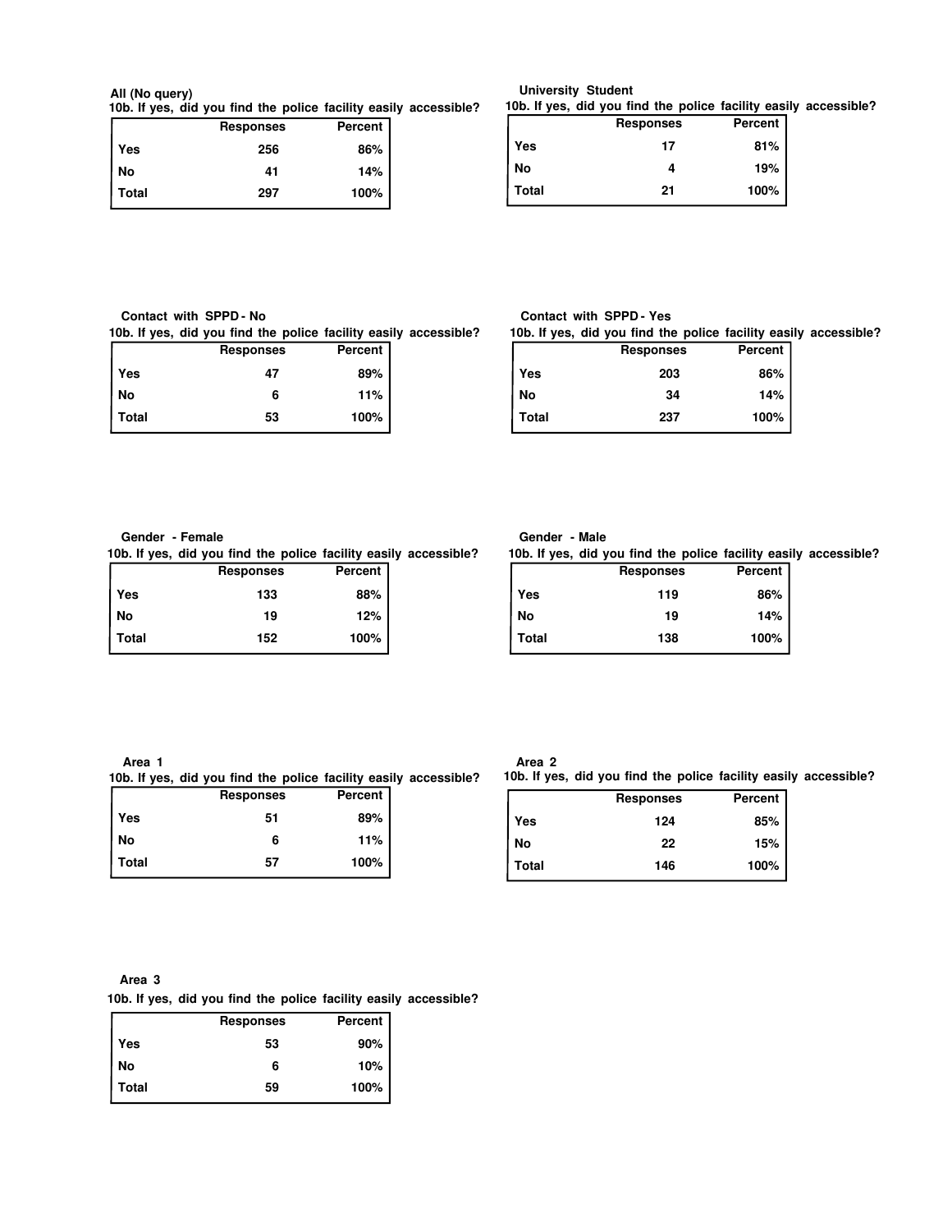**All (No query)**

**10b. If yes, did you find the police facility easily accessible?**

| | Responses | Percent |
|---|---|---|
| Yes | 256 | 86% |
| No | 41 | 14% |
| Total | 297 | 100% |

**University Student**

**10b. If yes, did you find the police facility easily accessible?**

| | Responses | Percent |
|---|---|---|
| Yes | 17 | 81% |
| No | 4 | 19% |
| Total | 21 | 100% |

**Contact with SPPD - No**

**10b. If yes, did you find the police facility easily accessible?**

| | Responses | Percent |
|---|---|---|
| Yes | 47 | 89% |
| No | 6 | 11% |
| Total | 53 | 100% |

**Contact with SPPD - Yes**

**10b. If yes, did you find the police facility easily accessible?**

| | Responses | Percent |
|---|---|---|
| Yes | 203 | 86% |
| No | 34 | 14% |
| Total | 237 | 100% |

**Gender - Female**

**10b. If yes, did you find the police facility easily accessible?**

| | Responses | Percent |
|---|---|---|
| Yes | 133 | 88% |
| No | 19 | 12% |
| Total | 152 | 100% |

**Gender - Male**

**10b. If yes, did you find the police facility easily accessible?**

| | Responses | Percent |
|---|---|---|
| Yes | 119 | 86% |
| No | 19 | 14% |
| Total | 138 | 100% |

**Area 1**

**10b. If yes, did you find the police facility easily accessible?**

| | Responses | Percent |
|---|---|---|
| Yes | 51 | 89% |
| No | 6 | 11% |
| Total | 57 | 100% |

**Area 2**

**10b. If yes, did you find the police facility easily accessible?**

| | Responses | Percent |
|---|---|---|
| Yes | 124 | 85% |
| No | 22 | 15% |
| Total | 146 | 100% |

**Area 3**

**10b. If yes, did you find the police facility easily accessible?**

| | Responses | Percent |
|---|---|---|
| Yes | 53 | 90% |
| No | 6 | 10% |
| Total | 59 | 100% |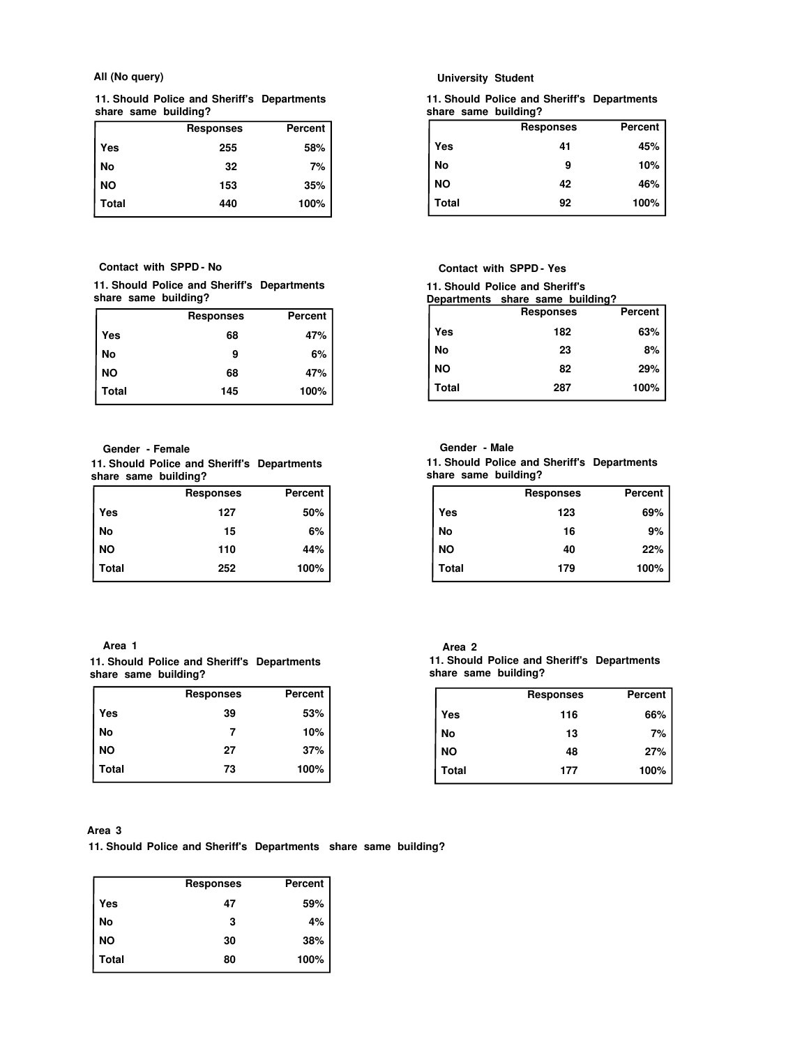**All (No query)**

**11. Should Police and Sheriff's Departments share same building?**

| | Responses | Percent |
|---|---|---|
| Yes | 255 | 58% |
| No | 32 | 7% |
| NO | 153 | 35% |
| Total | 440 | 100% |

**University Student**

**11. Should Police and Sheriff's Departments share same building?**

| | Responses | Percent |
|---|---|---|
| Yes | 41 | 45% |
| No | 9 | 10% |
| NO | 42 | 46% |
| Total | 92 | 100% |

**Contact with SPPD - No**

**11. Should Police and Sheriff's Departments share same building?**

| | Responses | Percent |
|---|---|---|
| Yes | 68 | 47% |
| No | 9 | 6% |
| NO | 68 | 47% |
| Total | 145 | 100% |

**Contact with SPPD - Yes**

**11. Should Police and Sheriff's Departments share same building?**

| | Responses | Percent |
|---|---|---|
| Yes | 182 | 63% |
| No | 23 | 8% |
| NO | 82 | 29% |
| Total | 287 | 100% |

**Gender - Female**

**11. Should Police and Sheriff's Departments share same building?**

| | Responses | Percent |
|---|---|---|
| Yes | 127 | 50% |
| No | 15 | 6% |
| NO | 110 | 44% |
| Total | 252 | 100% |

**Gender - Male**

**11. Should Police and Sheriff's Departments share same building?**

| | Responses | Percent |
|---|---|---|
| Yes | 123 | 69% |
| No | 16 | 9% |
| NO | 40 | 22% |
| Total | 179 | 100% |

**Area 1**

**11. Should Police and Sheriff's Departments share same building?**

| | Responses | Percent |
|---|---|---|
| Yes | 39 | 53% |
| No | 7 | 10% |
| NO | 27 | 37% |
| Total | 73 | 100% |

**Area 2**

**11. Should Police and Sheriff's Departments share same building?**

| | Responses | Percent |
|---|---|---|
| Yes | 116 | 66% |
| No | 13 | 7% |
| NO | 48 | 27% |
| Total | 177 | 100% |

**Area 3**

**11. Should Police and Sheriff's Departments share same building?**

| | Responses | Percent |
|---|---|---|
| Yes | 47 | 59% |
| No | 3 | 4% |
| NO | 30 | 38% |
| Total | 80 | 100% |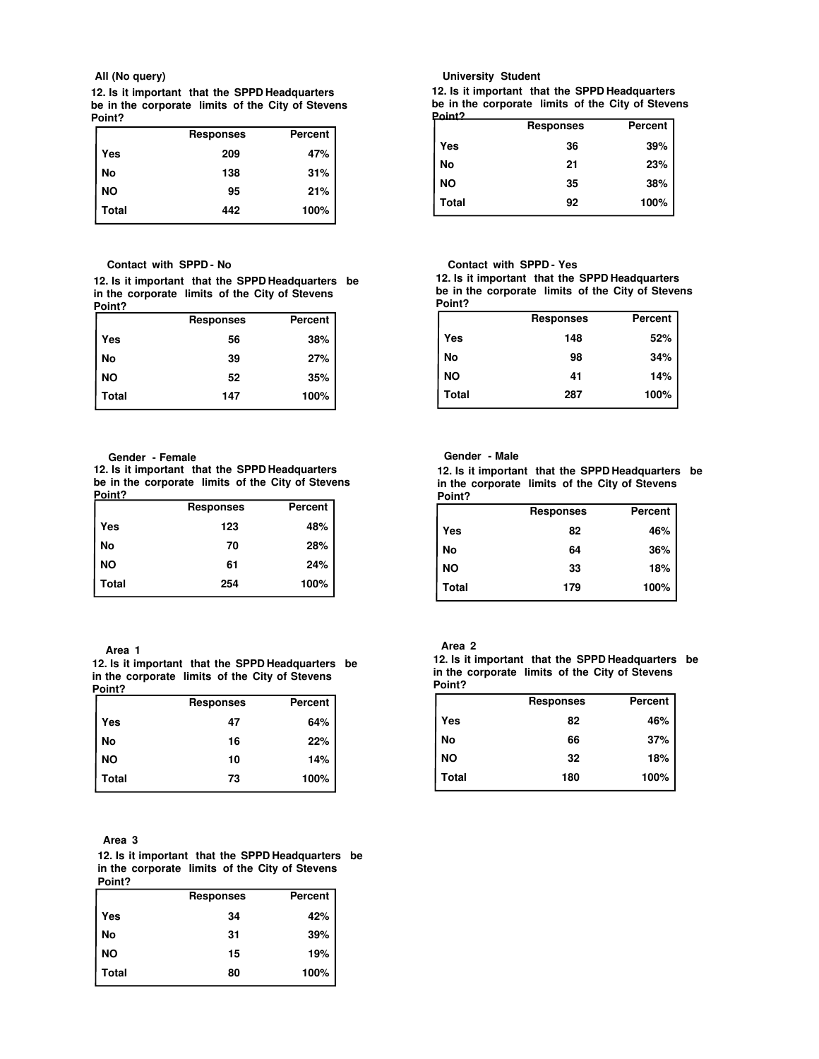**All (No query)**

**12. Is it important that the SPPD Headquarters be in the corporate limits of the City of Stevens Point?**

| | Responses | Percent |
|---|---|---|
| Yes | 209 | 47% |
| No | 138 | 31% |
| NO | 95 | 21% |
| Total | 442 | 100% |

**University Student**

**12. Is it important that the SPPD Headquarters be in the corporate limits of the City of Stevens Point?**

| | Responses | Percent |
|---|---|---|
| Yes | 36 | 39% |
| No | 21 | 23% |
| NO | 35 | 38% |
| Total | 92 | 100% |

**Contact with SPPD - No**

**12. Is it important that the SPPD Headquarters be in the corporate limits of the City of Stevens Point?**

| | Responses | Percent |
|---|---|---|
| Yes | 56 | 38% |
| No | 39 | 27% |
| NO | 52 | 35% |
| Total | 147 | 100% |

**Contact with SPPD - Yes**

**12. Is it important that the SPPD Headquarters be in the corporate limits of the City of Stevens Point?**

| | Responses | Percent |
|---|---|---|
| Yes | 148 | 52% |
| No | 98 | 34% |
| NO | 41 | 14% |
| Total | 287 | 100% |

**Gender - Female**

**12. Is it important that the SPPD Headquarters be in the corporate limits of the City of Stevens Point?**

| | Responses | Percent |
|---|---|---|
| Yes | 123 | 48% |
| No | 70 | 28% |
| NO | 61 | 24% |
| Total | 254 | 100% |

**Gender - Male**

**12. Is it important that the SPPD Headquarters be in the corporate limits of the City of Stevens Point?**

| | Responses | Percent |
|---|---|---|
| Yes | 82 | 46% |
| No | 64 | 36% |
| NO | 33 | 18% |
| Total | 179 | 100% |

**Area 1**

**12. Is it important that the SPPD Headquarters be in the corporate limits of the City of Stevens Point?**

| | Responses | Percent |
|---|---|---|
| Yes | 47 | 64% |
| No | 16 | 22% |
| NO | 10 | 14% |
| Total | 73 | 100% |

**Area 2**

**12. Is it important that the SPPD Headquarters be in the corporate limits of the City of Stevens Point?**

| | Responses | Percent |
|---|---|---|
| Yes | 82 | 46% |
| No | 66 | 37% |
| NO | 32 | 18% |
| Total | 180 | 100% |

**Area 3**

**12. Is it important that the SPPD Headquarters be in the corporate limits of the City of Stevens Point?**

| | Responses | Percent |
|---|---|---|
| Yes | 34 | 42% |
| No | 31 | 39% |
| NO | 15 | 19% |
| Total | 80 | 100% |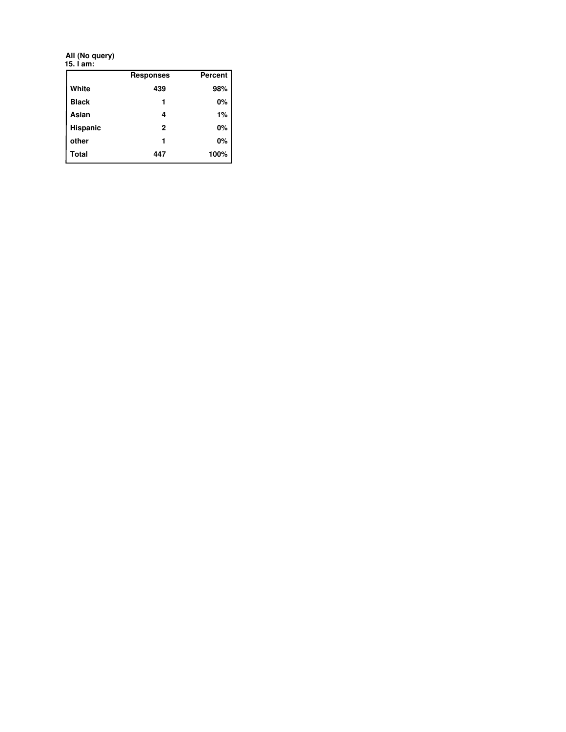**All (No query)**
**15. I am:**

| | Responses | Percent |
|---|---|---|
| White | 439 | 98% |
| Black | 1 | 0% |
| Asian | 4 | 1% |
| Hispanic | 2 | 0% |
| other | 1 | 0% |
| Total | 447 | 100% |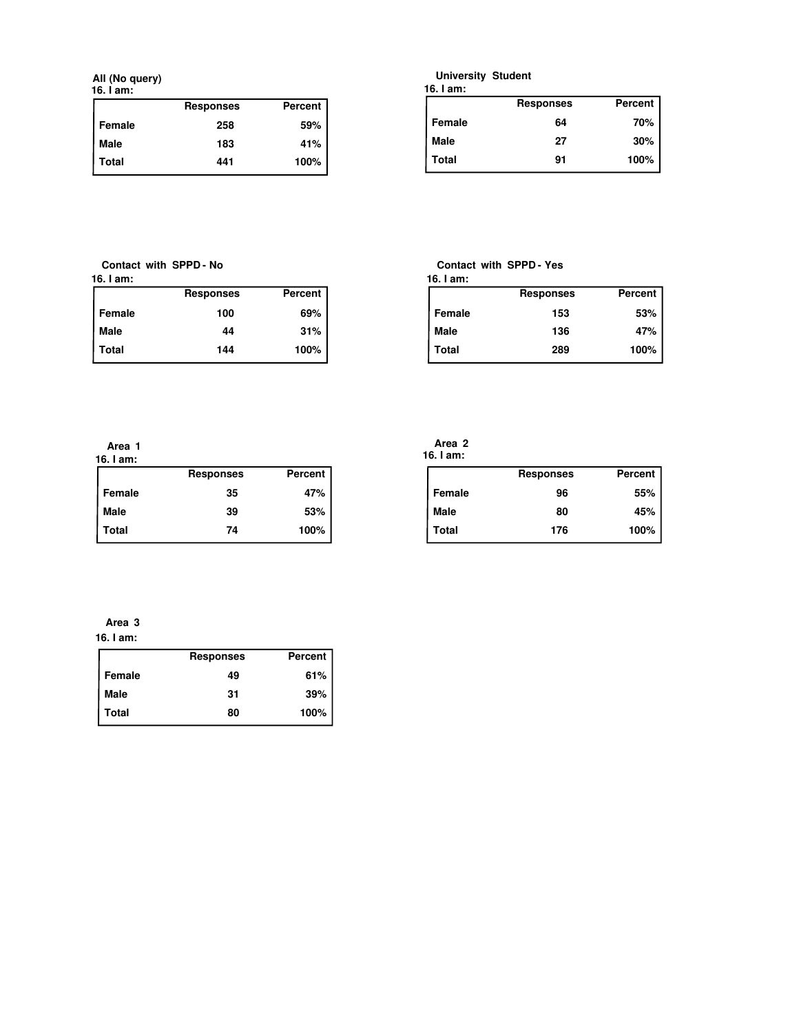**All (No query)**

**16. I am:**

| | Responses | Percent |
|---|---|---|
| Female | 258 | 59% |
| Male | 183 | 41% |
| Total | 441 | 100% |

**University Student**

**16. I am:**

| | Responses | Percent |
|---|---|---|
| Female | 64 | 70% |
| Male | 27 | 30% |
| Total | 91 | 100% |

**Contact with SPPD - No**

**16. I am:**

| | Responses | Percent |
|---|---|---|
| Female | 100 | 69% |
| Male | 44 | 31% |
| Total | 144 | 100% |

**Contact with SPPD - Yes**

**16. I am:**

| | Responses | Percent |
|---|---|---|
| Female | 153 | 53% |
| Male | 136 | 47% |
| Total | 289 | 100% |

**Area 1**

**16. I am:**

| | Responses | Percent |
|---|---|---|
| Female | 35 | 47% |
| Male | 39 | 53% |
| Total | 74 | 100% |

**Area 2**

**16. I am:**

| | Responses | Percent |
|---|---|---|
| Female | 96 | 55% |
| Male | 80 | 45% |
| Total | 176 | 100% |

**Area 3**

**16. I am:**

| | Responses | Percent |
|---|---|---|
| Female | 49 | 61% |
| Male | 31 | 39% |
| Total | 80 | 100% |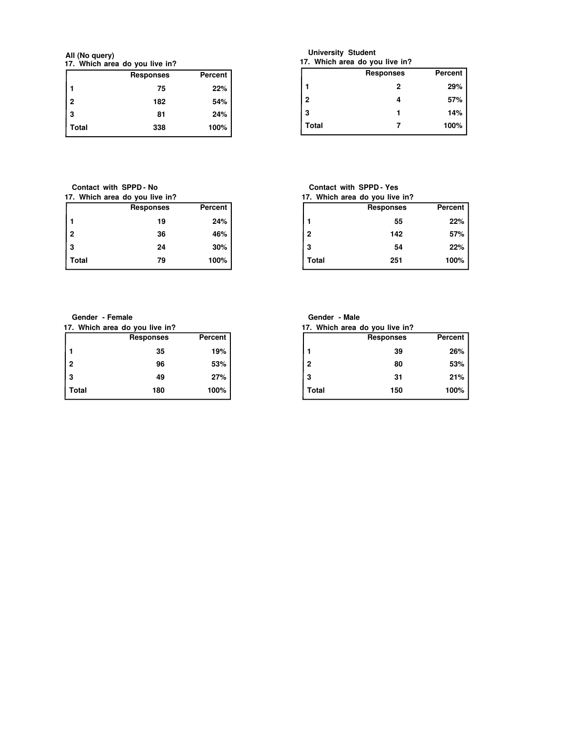**All (No query)**

**17. Which area do you live in?**

| | Responses | Percent |
|---|---|---|
| 1 | 75 | 22% |
| 2 | 182 | 54% |
| 3 | 81 | 24% |
| Total | 338 | 100% |

**University Student**

**17. Which area do you live in?**

| | Responses | Percent |
|---|---|---|
| 1 | 2 | 29% |
| 2 | 4 | 57% |
| 3 | 1 | 14% |
| Total | 7 | 100% |

**Contact with SPPD - No**

**17. Which area do you live in?**

| | Responses | Percent |
|---|---|---|
| 1 | 19 | 24% |
| 2 | 36 | 46% |
| 3 | 24 | 30% |
| Total | 79 | 100% |

**Contact with SPPD - Yes**

**17. Which area do you live in?**

| | Responses | Percent |
|---|---|---|
| 1 | 55 | 22% |
| 2 | 142 | 57% |
| 3 | 54 | 22% |
| Total | 251 | 100% |

**Gender - Female**

**17. Which area do you live in?**

| | Responses | Percent |
|---|---|---|
| 1 | 35 | 19% |
| 2 | 96 | 53% |
| 3 | 49 | 27% |
| Total | 180 | 100% |

**Gender - Male**

**17. Which area do you live in?**

| | Responses | Percent |
|---|---|---|
| 1 | 39 | 26% |
| 2 | 80 | 53% |
| 3 | 31 | 21% |
| Total | 150 | 100% |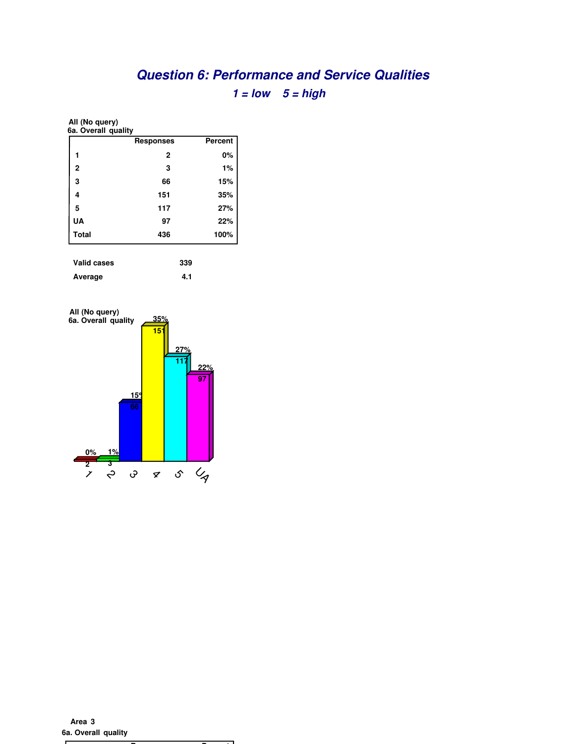# Question 6: Performance and Service Qualities

## *1 = low    5 = high*

**All (No query)**
**6a. Overall quality**

| | Responses | Percent |
|---|---|---|
| 1 | 2 | 0% |
| 2 | 3 | 1% |
| 3 | 66 | 15% |
| 4 | 151 | 35% |
| 5 | 117 | 27% |
| UA | 97 | 22% |
| Total | 436 | 100% |

| | |
|---|---|
| Valid cases | 339 |
| Average | 4.1 |

**All (No query)**
**6a. Overall quality**

**Area 3**
**6a. Overall quality**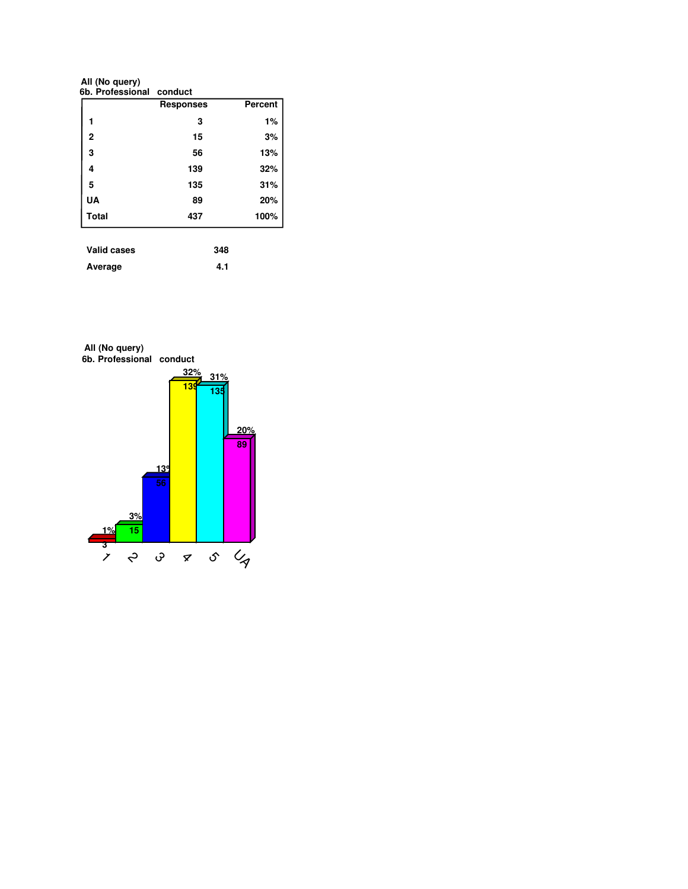**All (No query)**
**6b. Professional conduct**

| | Responses | Percent |
|---|---|---|
| 1 | 3 | 1% |
| 2 | 15 | 3% |
| 3 | 56 | 13% |
| 4 | 139 | 32% |
| 5 | 135 | 31% |
| UA | 89 | 20% |
| Total | 437 | 100% |

| | |
|---|---|
| Valid cases | 348 |
| Average | 4.1 |

**All (No query)**
**6b. Professional conduct**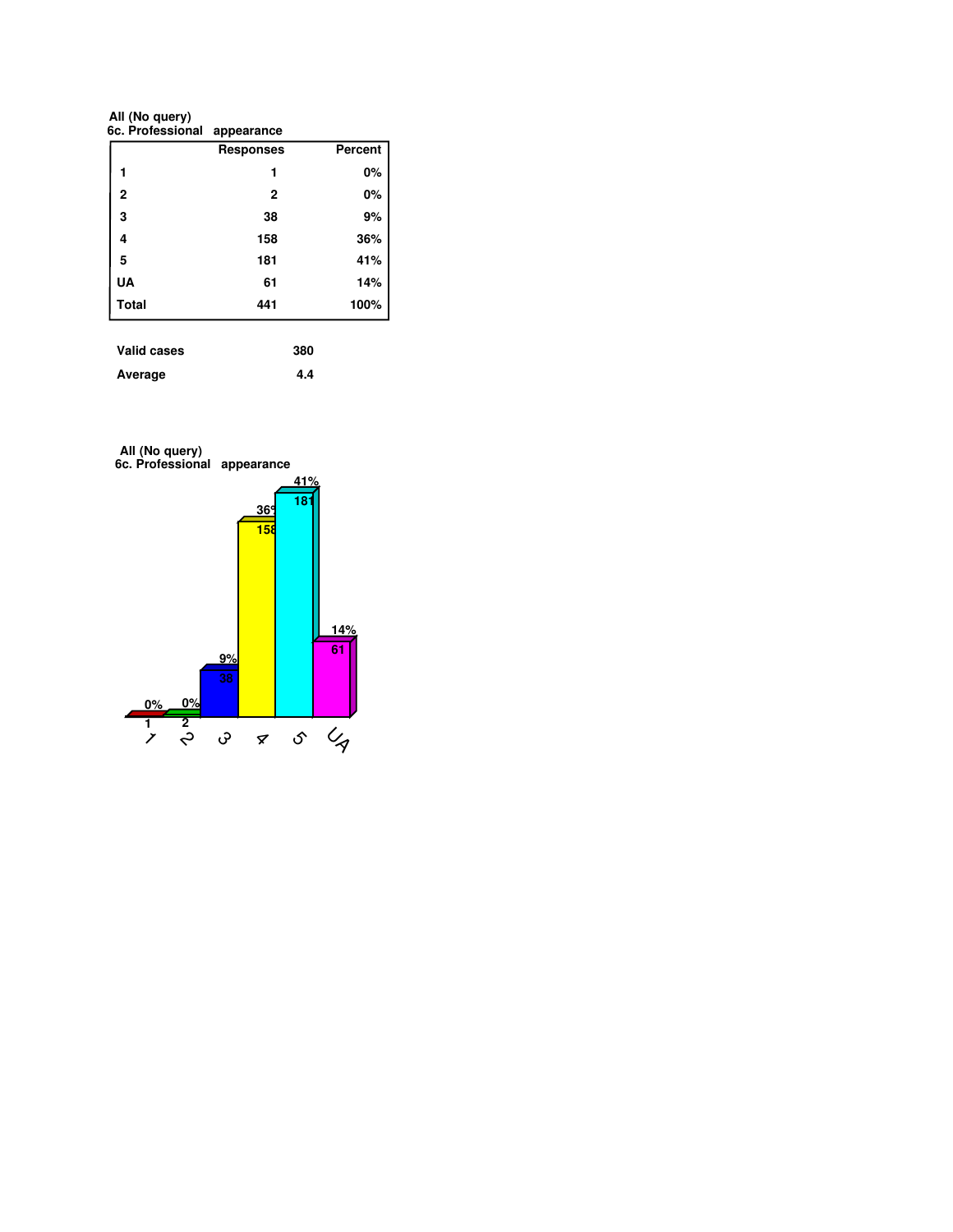All (No query)
6c. Professional appearance

| | Responses | Percent |
|---|---|---|
| 1 | 1 | 0% |
| 2 | 2 | 0% |
| 3 | 38 | 9% |
| 4 | 158 | 36% |
| 5 | 181 | 41% |
| UA | 61 | 14% |
| Total | 441 | 100% |

| | |
|---|---|
| Valid cases | 380 |
| Average | 4.4 |

All (No query)
6c. Professional appearance

| | 1 | 2 | 3 | 4 | 5 | UA |
|---|---|---|---|---|---|---|
| Responses | 1 | 2 | 38 | 158 | 181 | 61 |
| Percent | 0% | 0% | 9% | 36% | 41% | 14% |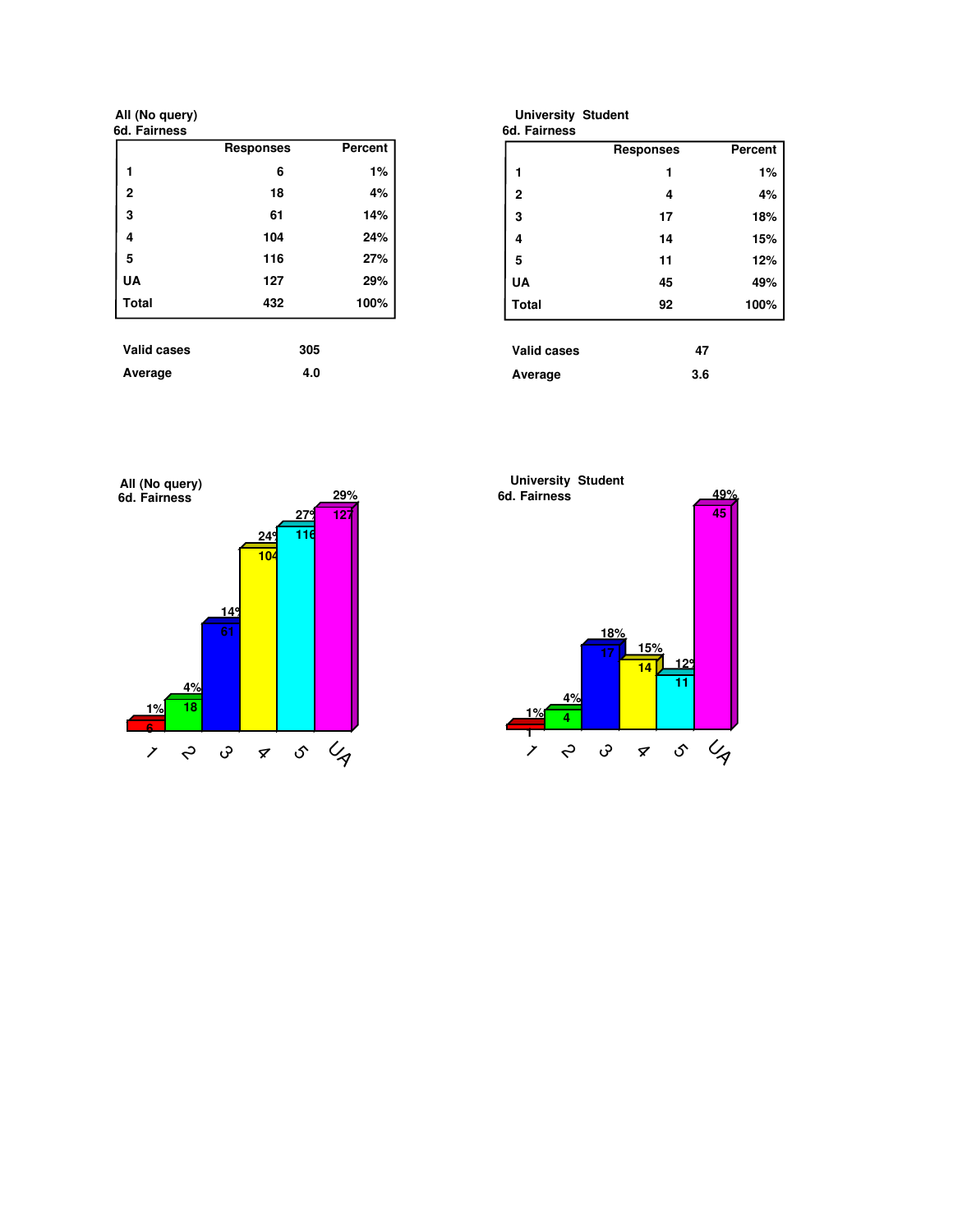**All (No query)**
**6d. Fairness**

| | Responses | Percent |
|---|---|---|
| 1 | 6 | 1% |
| 2 | 18 | 4% |
| 3 | 61 | 14% |
| 4 | 104 | 24% |
| 5 | 116 | 27% |
| UA | 127 | 29% |
| Total | 432 | 100% |

| | |
|---|---|
| Valid cases | 305 |
| Average | 4.0 |

**University Student**
**6d. Fairness**

| | Responses | Percent |
|---|---|---|
| 1 | 1 | 1% |
| 2 | 4 | 4% |
| 3 | 17 | 18% |
| 4 | 14 | 15% |
| 5 | 11 | 12% |
| UA | 45 | 49% |
| Total | 92 | 100% |

| | |
|---|---|
| Valid cases | 47 |
| Average | 3.6 |

**All (No query)**
**6d. Fairness**

| | 1 | 2 | 3 | 4 | 5 | UA |
|---|---|---|---|---|---|---|
| Responses | 6 | 18 | 61 | 104 | 116 | 127 |
| Percent | 1% | 4% | 14% | 24% | 27% | 29% |

**University Student**
**6d. Fairness**

| | 1 | 2 | 3 | 4 | 5 | UA |
|---|---|---|---|---|---|---|
| Responses | 1 | 4 | 17 | 14 | 11 | 45 |
| Percent | 1% | 4% | 18% | 15% | 12% | 49% |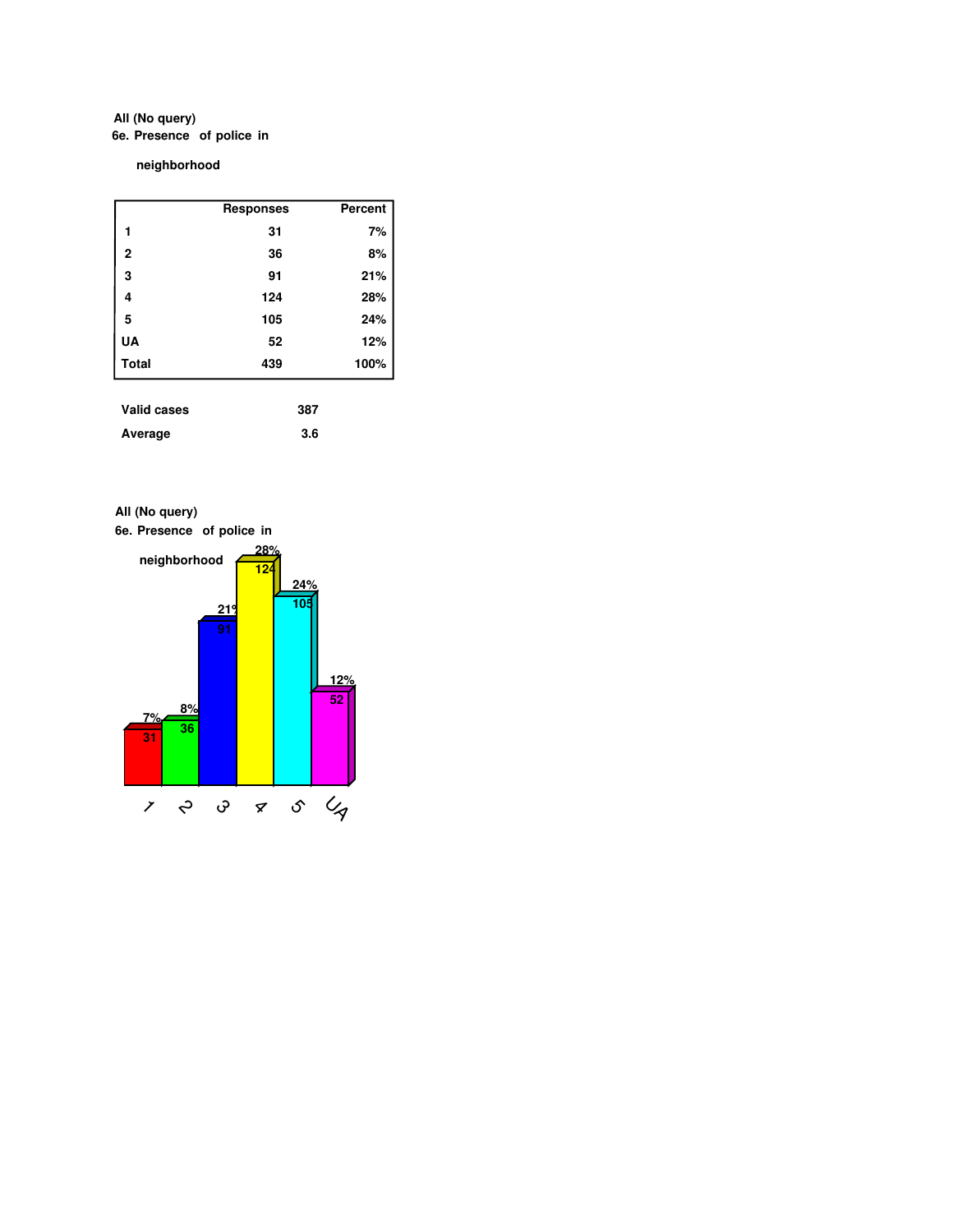All (No query)

6e. Presence of police in neighborhood

| | Responses | Percent |
|---|---|---|
| 1 | 31 | 7% |
| 2 | 36 | 8% |
| 3 | 91 | 21% |
| 4 | 124 | 28% |
| 5 | 105 | 24% |
| UA | 52 | 12% |
| Total | 439 | 100% |

| | |
|---|---|
| Valid cases | 387 |
| Average | 3.6 |

All (No query)

6e. Presence of police in neighborhood

| | 1 | 2 | 3 | 4 | 5 | UA |
|---|---|---|---|---|---|---|
| Responses | 31 | 36 | 91 | 124 | 105 | 52 |
| Percent | 7% | 8% | 21% | 28% | 24% | 12% |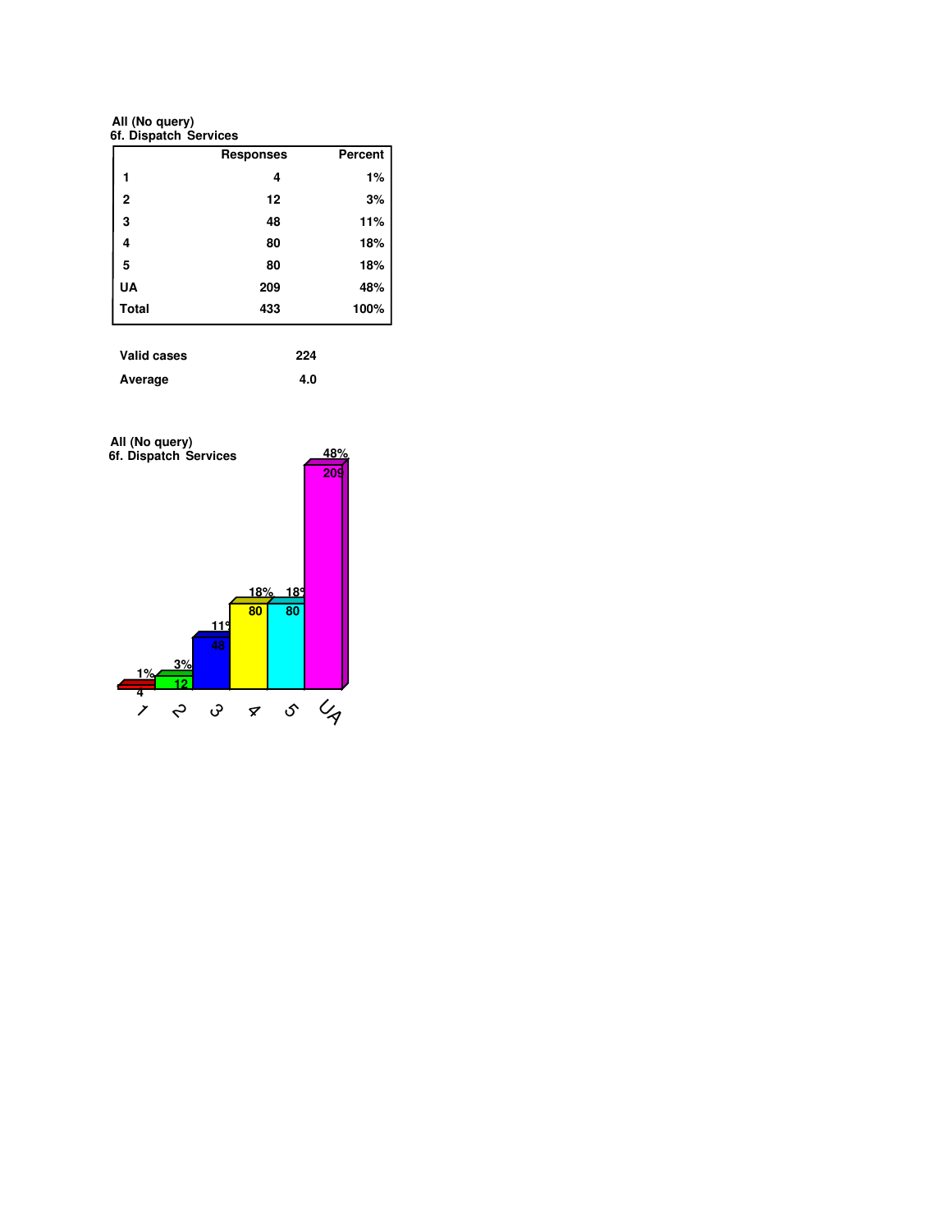All (No query)
6f. Dispatch Services

| | Responses | Percent |
|---|---|---|
| 1 | 4 | 1% |
| 2 | 12 | 3% |
| 3 | 48 | 11% |
| 4 | 80 | 18% |
| 5 | 80 | 18% |
| UA | 209 | 48% |
| Total | 433 | 100% |

| | |
|---|---|
| Valid cases | 224 |
| Average | 4.0 |

All (No query)
6f. Dispatch Services

| Category | Responses | Percent |
|---|---|---|
| 1 | 4 | 1% |
| 2 | 12 | 3% |
| 3 | 48 | 11% |
| 4 | 80 | 18% |
| 5 | 80 | 18% |
| UA | 209 | 48% |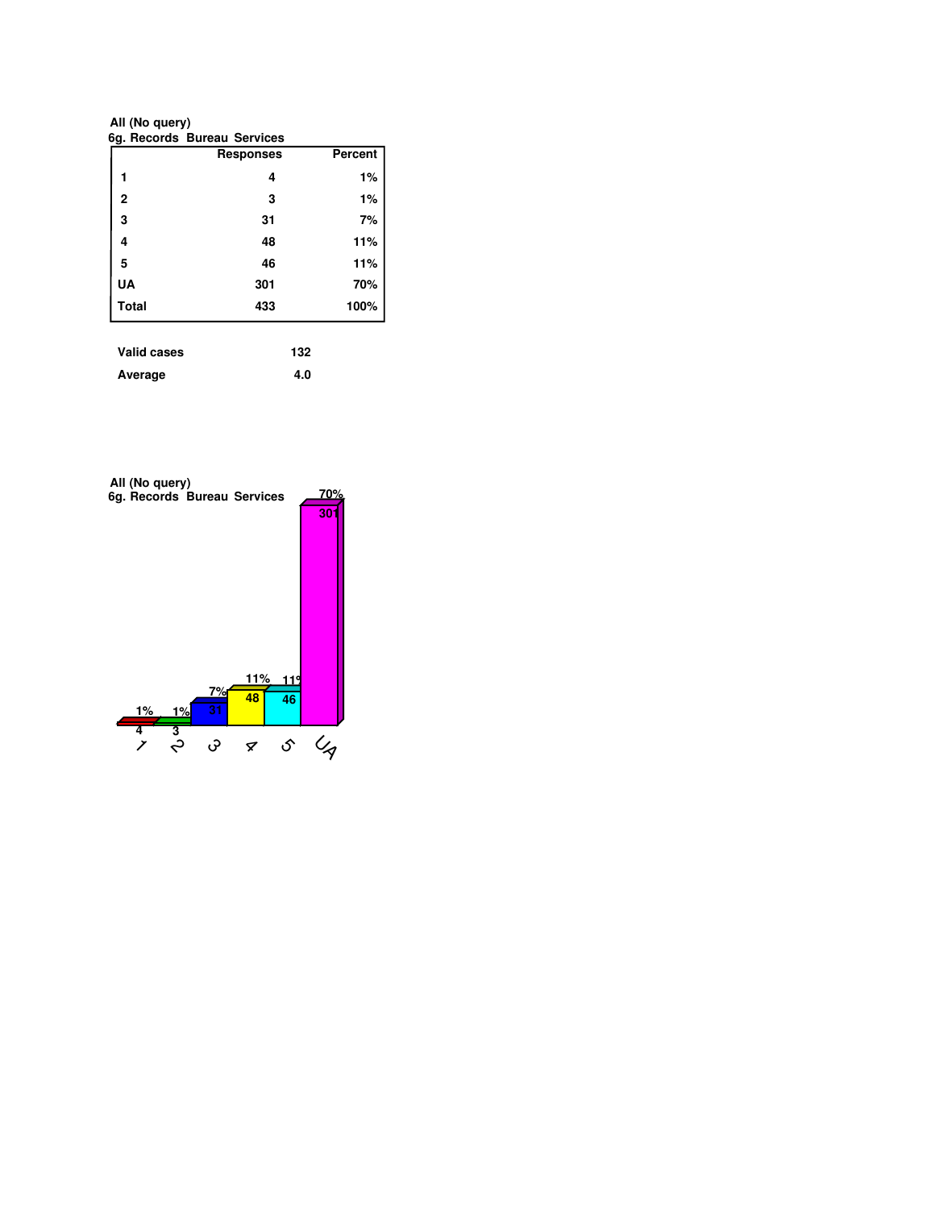All (No query)

6g. Records Bureau Services

| | Responses | Percent |
|---|---|---|
| 1 | 4 | 1% |
| 2 | 3 | 1% |
| 3 | 31 | 7% |
| 4 | 48 | 11% |
| 5 | 46 | 11% |
| UA | 301 | 70% |
| Total | 433 | 100% |

| | |
|---|---|
| Valid cases | 132 |
| Average | 4.0 |

All (No query)

6g. Records Bureau Services

| | 1 | 2 | 3 | 4 | 5 | UA |
|---|---|---|---|---|---|---|
| Responses | 4 | 3 | 31 | 48 | 46 | 301 |
| Percent | 1% | 1% | 7% | 11% | 11% | 70% |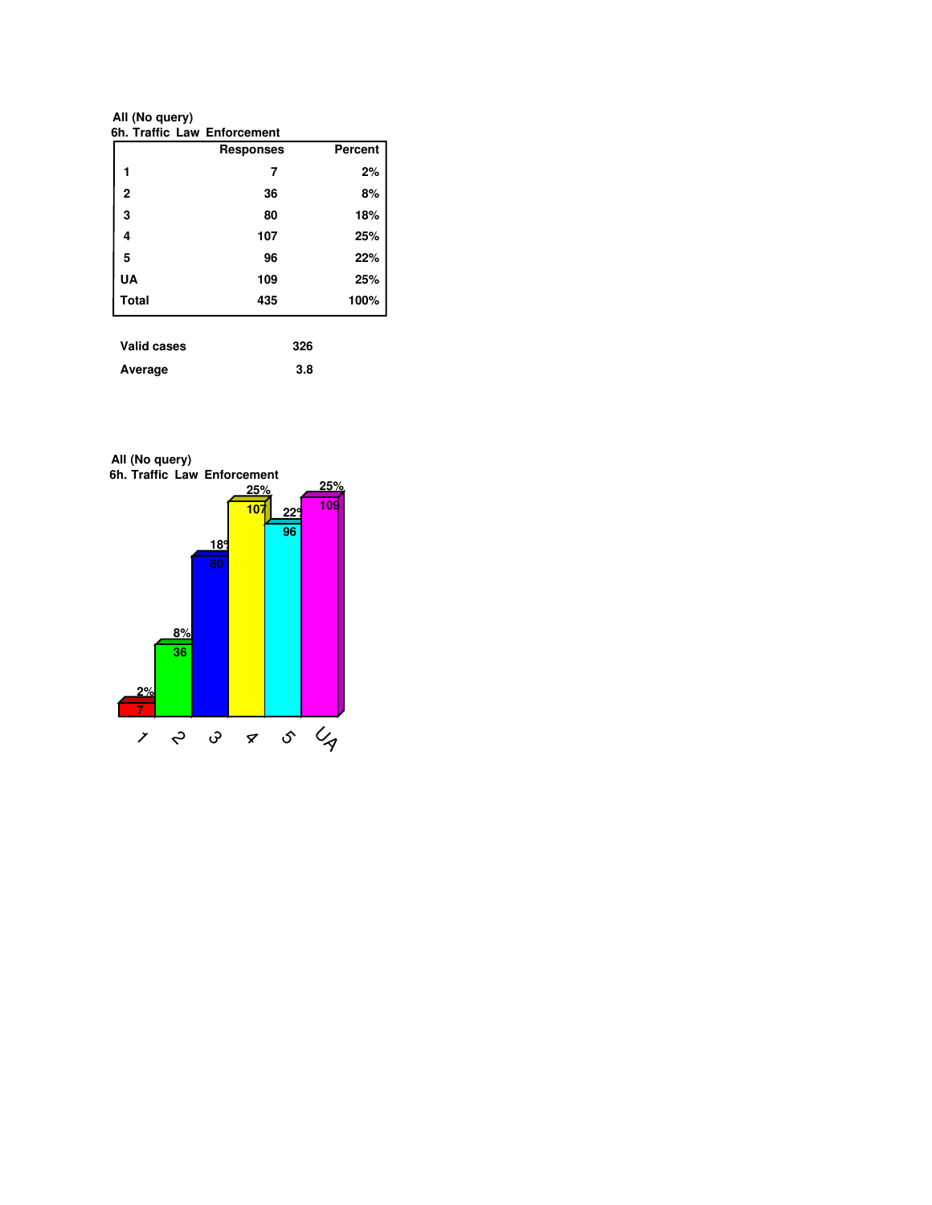All (No query)
6h. Traffic Law Enforcement

| | Responses | Percent |
|---|---|---|
| 1 | 7 | 2% |
| 2 | 36 | 8% |
| 3 | 80 | 18% |
| 4 | 107 | 25% |
| 5 | 96 | 22% |
| UA | 109 | 25% |
| Total | 435 | 100% |

| | |
|---|---|
| Valid cases | 326 |
| Average | 3.8 |

All (No query)
6h. Traffic Law Enforcement

| | 1 | 2 | 3 | 4 | 5 | UA |
|---|---|---|---|---|---|---|
| Responses | 7 | 36 | 80 | 107 | 96 | 109 |
| Percent | 2% | 8% | 18% | 25% | 22% | 25% |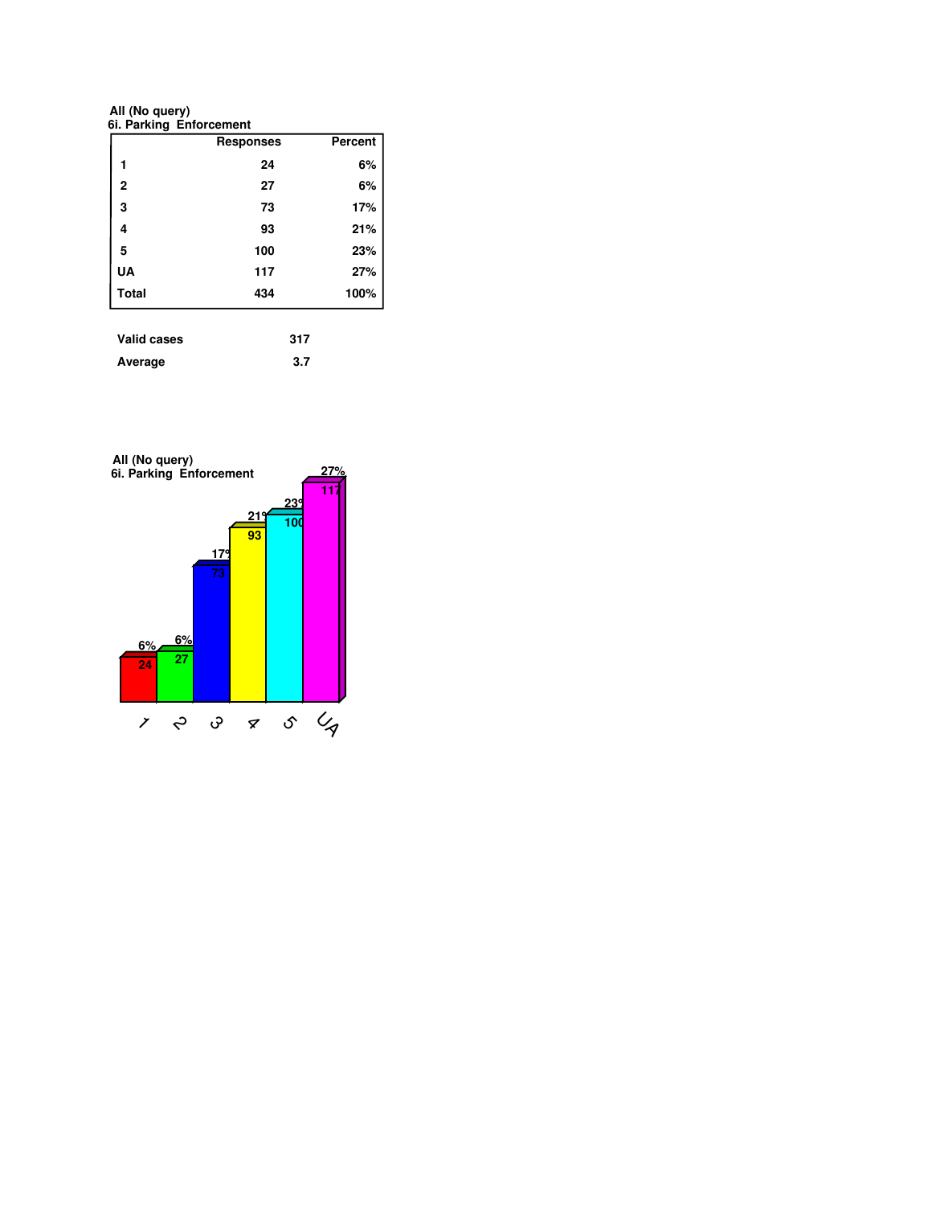**All (No query)**
**6i. Parking Enforcement**

| | Responses | Percent |
|---|---|---|
| 1 | 24 | 6% |
| 2 | 27 | 6% |
| 3 | 73 | 17% |
| 4 | 93 | 21% |
| 5 | 100 | 23% |
| UA | 117 | 27% |
| Total | 434 | 100% |

| | |
|---|---|
| Valid cases | 317 |
| Average | 3.7 |

**All (No query)**
**6i. Parking Enforcement**

| Category | Responses | Percent |
|---|---|---|
| 1 | 24 | 6% |
| 2 | 27 | 6% |
| 3 | 73 | 17% |
| 4 | 93 | 21% |
| 5 | 100 | 23% |
| UA | 117 | 27% |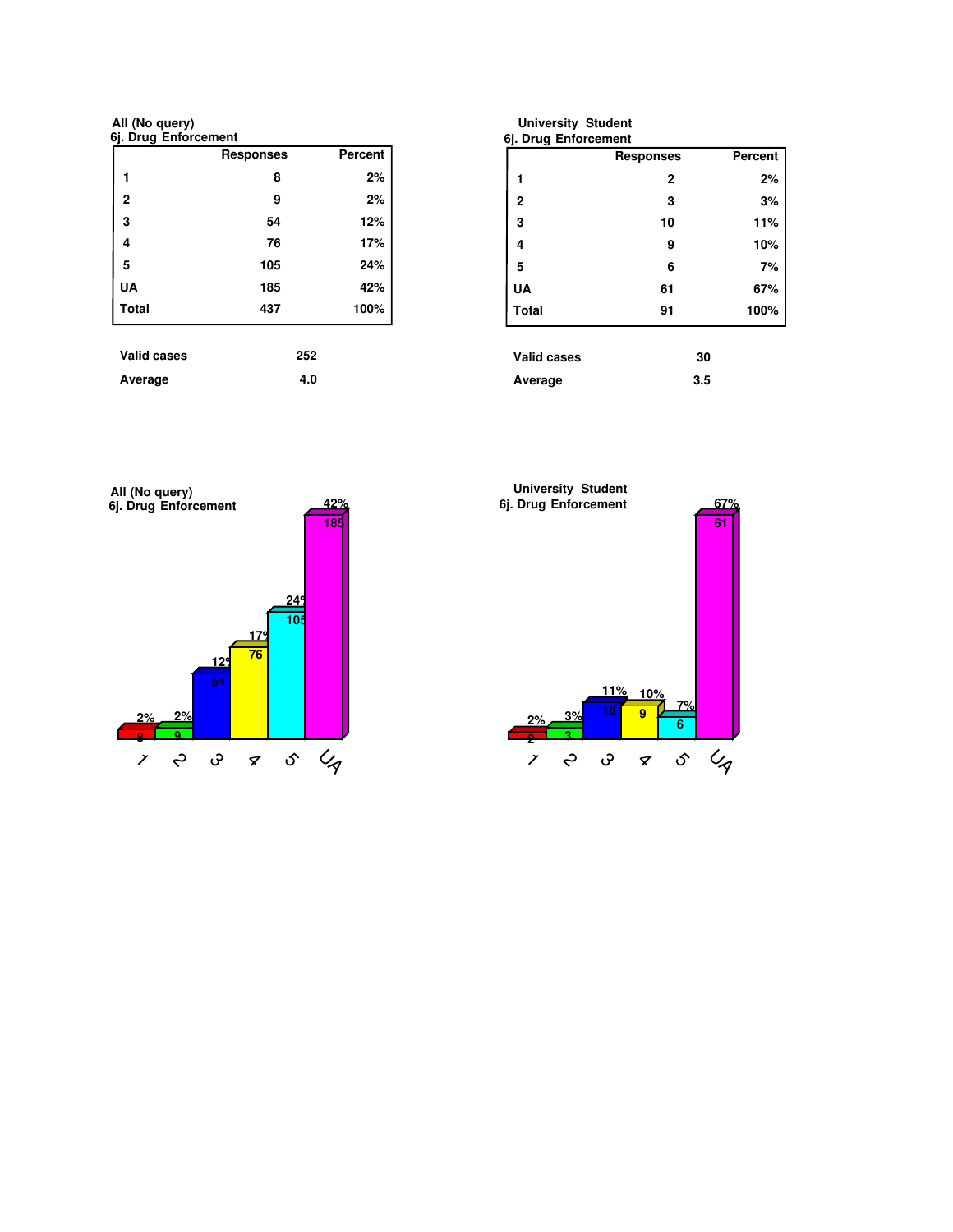**All (No query)**
**6j. Drug Enforcement**

| | Responses | Percent |
|---|---|---|
| 1 | 8 | 2% |
| 2 | 9 | 2% |
| 3 | 54 | 12% |
| 4 | 76 | 17% |
| 5 | 105 | 24% |
| UA | 185 | 42% |
| Total | 437 | 100% |

| | |
|---|---|
| Valid cases | 252 |
| Average | 4.0 |

**University Student**
**6j. Drug Enforcement**

| | Responses | Percent |
|---|---|---|
| 1 | 2 | 2% |
| 2 | 3 | 3% |
| 3 | 10 | 11% |
| 4 | 9 | 10% |
| 5 | 6 | 7% |
| UA | 61 | 67% |
| Total | 91 | 100% |

| | |
|---|---|
| Valid cases | 30 |
| Average | 3.5 |

**All (No query)**
**6j. Drug Enforcement**

| | 1 | 2 | 3 | 4 | 5 | UA |
|---|---|---|---|---|---|---|
| Responses | 8 | 9 | 54 | 76 | 105 | 185 |
| Percent | 2% | 2% | 12% | 17% | 24% | 42% |

**University Student**
**6j. Drug Enforcement**

| | 1 | 2 | 3 | 4 | 5 | UA |
|---|---|---|---|---|---|---|
| Responses | 2 | 3 | 10 | 9 | 6 | 61 |
| Percent | 2% | 3% | 11% | 10% | 7% | 67% |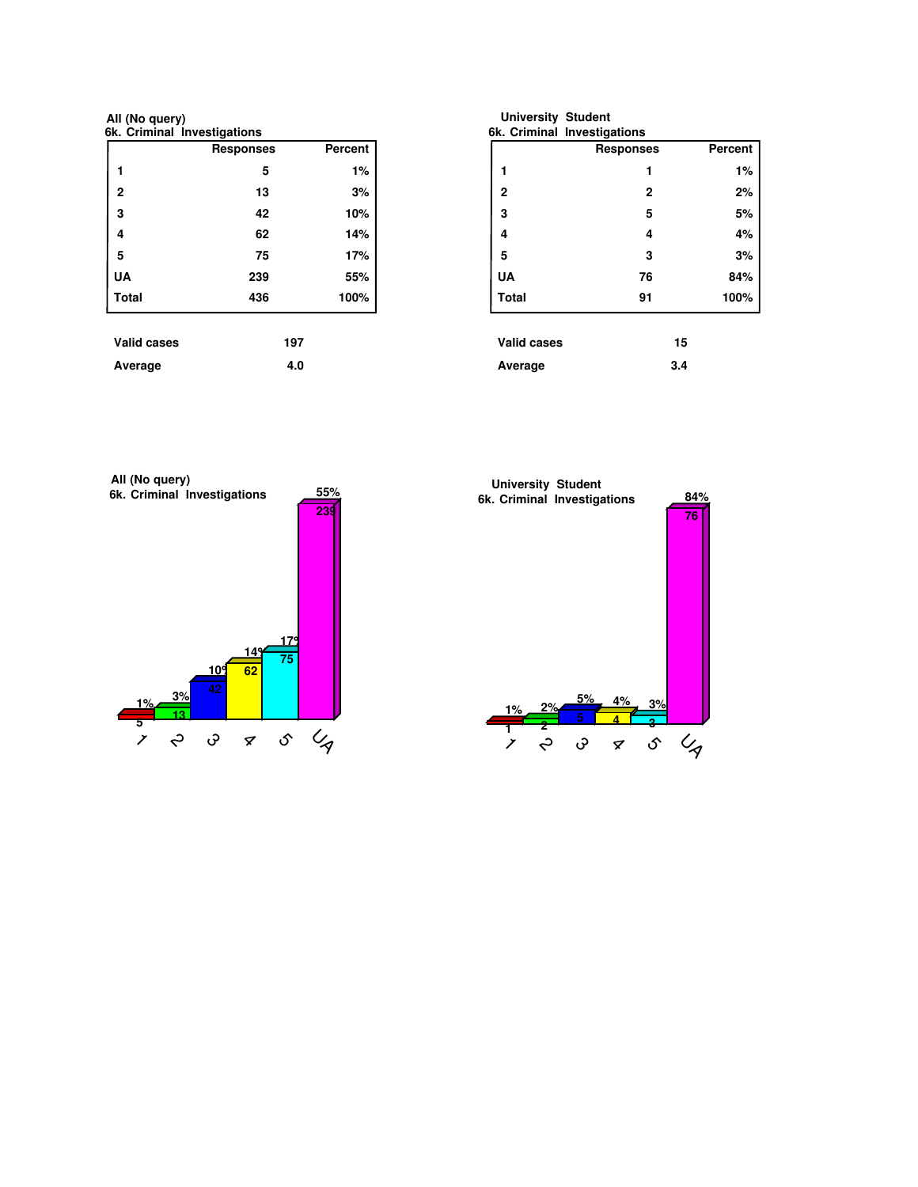**All (No query)**
**6k. Criminal Investigations**

| | Responses | Percent |
|---|---|---|
| 1 | 5 | 1% |
| 2 | 13 | 3% |
| 3 | 42 | 10% |
| 4 | 62 | 14% |
| 5 | 75 | 17% |
| UA | 239 | 55% |
| Total | 436 | 100% |

| | |
|---|---|
| Valid cases | 197 |
| Average | 4.0 |

**University Student**
**6k. Criminal Investigations**

| | Responses | Percent |
|---|---|---|
| 1 | 1 | 1% |
| 2 | 2 | 2% |
| 3 | 5 | 5% |
| 4 | 4 | 4% |
| 5 | 3 | 3% |
| UA | 76 | 84% |
| Total | 91 | 100% |

| | |
|---|---|
| Valid cases | 15 |
| Average | 3.4 |

**All (No query)**
**6k. Criminal Investigations**

| | 1 | 2 | 3 | 4 | 5 | UA |
|---|---|---|---|---|---|---|
| Responses | 5 | 13 | 42 | 62 | 75 | 239 |
| Percent | 1% | 3% | 10% | 14% | 17% | 55% |

**University Student**
**6k. Criminal Investigations**

| | 1 | 2 | 3 | 4 | 5 | UA |
|---|---|---|---|---|---|---|
| Responses | 1 | 2 | 5 | 4 | 3 | 76 |
| Percent | 1% | 2% | 5% | 4% | 3% | 84% |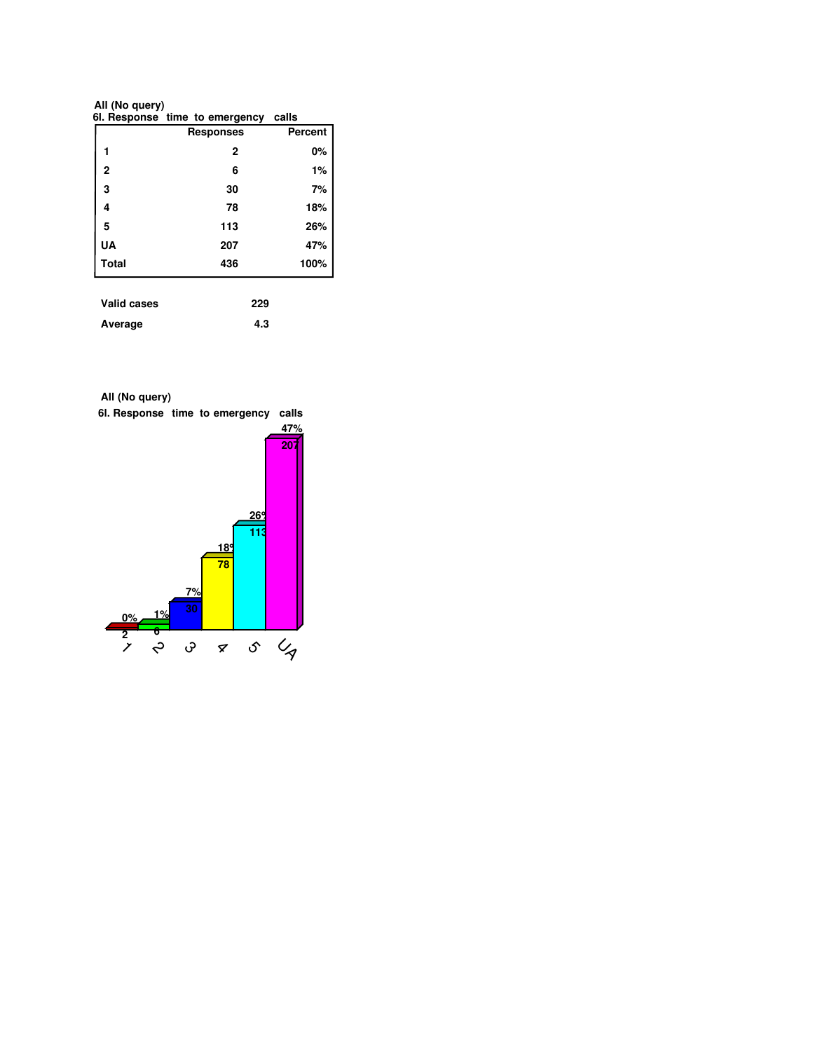**All (No query)**
**6l. Response time to emergency calls**

| | Responses | Percent |
|---|---|---|
| 1 | 2 | 0% |
| 2 | 6 | 1% |
| 3 | 30 | 7% |
| 4 | 78 | 18% |
| 5 | 113 | 26% |
| UA | 207 | 47% |
| Total | 436 | 100% |

| | |
|---|---|
| Valid cases | 229 |
| Average | 4.3 |

**All (No query)**
**6l. Response time to emergency calls**

| | 1 | 2 | 3 | 4 | 5 | UA |
|---|---|---|---|---|---|---|
| Responses | 2 | 6 | 30 | 78 | 113 | 207 |
| Percent | 0% | 1% | 7% | 18% | 26% | 47% |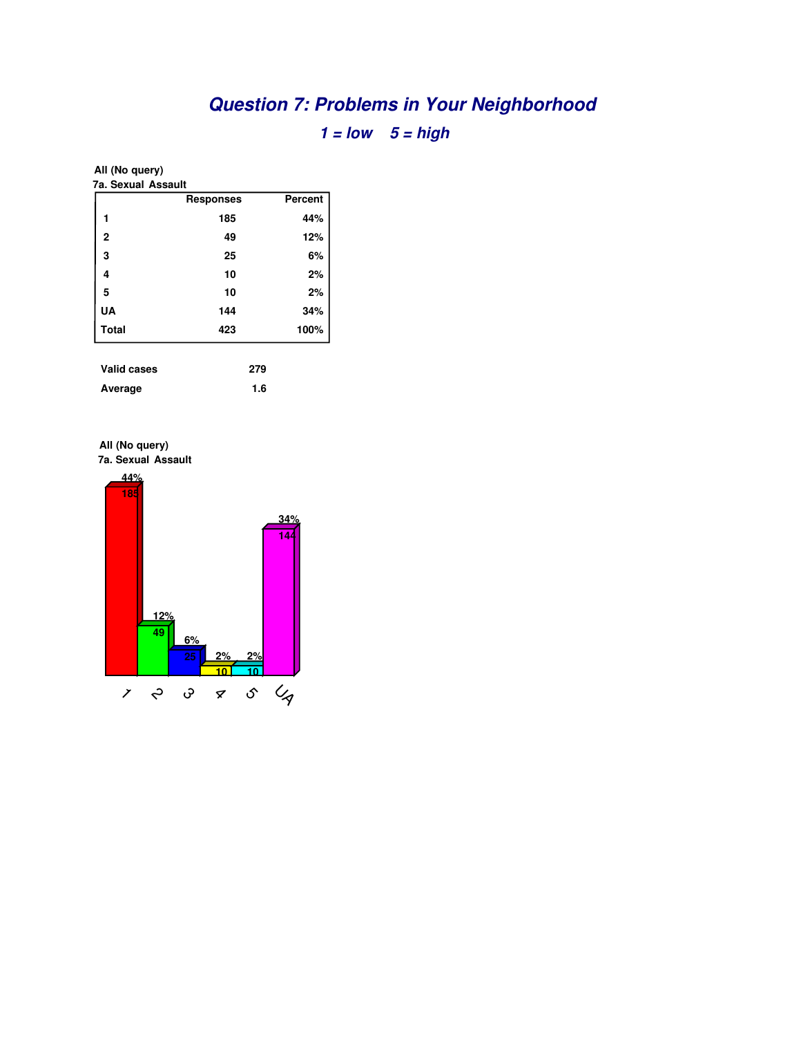# *Question 7: Problems in Your Neighborhood*

## *1 = low    5 = high*

**All (No query)**
**7a. Sexual Assault**

| | Responses | Percent |
|---|---|---|
| 1 | 185 | 44% |
| 2 | 49 | 12% |
| 3 | 25 | 6% |
| 4 | 10 | 2% |
| 5 | 10 | 2% |
| UA | 144 | 34% |
| Total | 423 | 100% |

| | |
|---|---|
| Valid cases | 279 |
| Average | 1.6 |

**All (No query)**
**7a. Sexual Assault**

| | 1 | 2 | 3 | 4 | 5 | UA |
|---|---|---|---|---|---|---|
| Responses | 185 | 49 | 25 | 10 | 10 | 144 |
| Percent | 44% | 12% | 6% | 2% | 2% | 34% |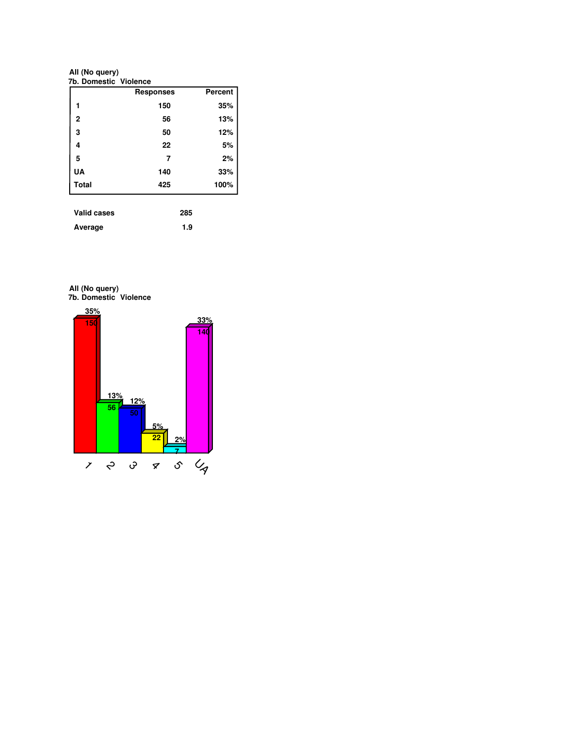All (No query)
7b. Domestic Violence

| | Responses | Percent |
|---|---|---|
| 1 | 150 | 35% |
| 2 | 56 | 13% |
| 3 | 50 | 12% |
| 4 | 22 | 5% |
| 5 | 7 | 2% |
| UA | 140 | 33% |
| Total | 425 | 100% |

| | |
|---|---|
| Valid cases | 285 |
| Average | 1.9 |

All (No query)
7b. Domestic Violence

| | 1 | 2 | 3 | 4 | 5 | UA |
|---|---|---|---|---|---|---|
| Responses | 150 | 56 | 50 | 22 | 7 | 140 |
| Percent | 35% | 13% | 12% | 5% | 2% | 33% |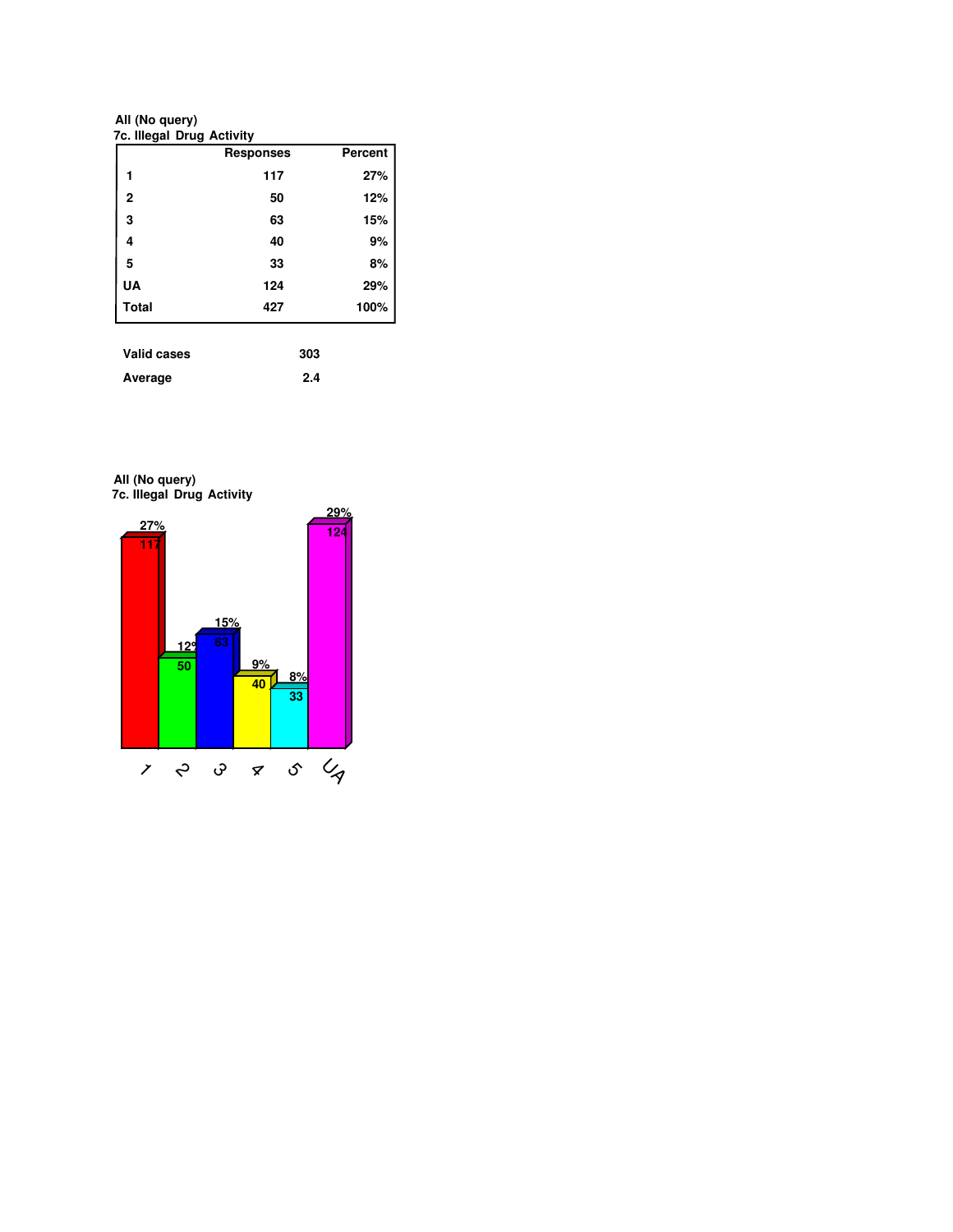**All (No query)**
**7c. Illegal Drug Activity**

| | Responses | Percent |
|---|---|---|
| 1 | 117 | 27% |
| 2 | 50 | 12% |
| 3 | 63 | 15% |
| 4 | 40 | 9% |
| 5 | 33 | 8% |
| UA | 124 | 29% |
| Total | 427 | 100% |

| | |
|---|---|
| Valid cases | 303 |
| Average | 2.4 |

**All (No query)**
**7c. Illegal Drug Activity**

| Category | Responses | Percent |
|---|---|---|
| 1 | 117 | 27% |
| 2 | 50 | 12% |
| 3 | 63 | 15% |
| 4 | 40 | 9% |
| 5 | 33 | 8% |
| UA | 124 | 29% |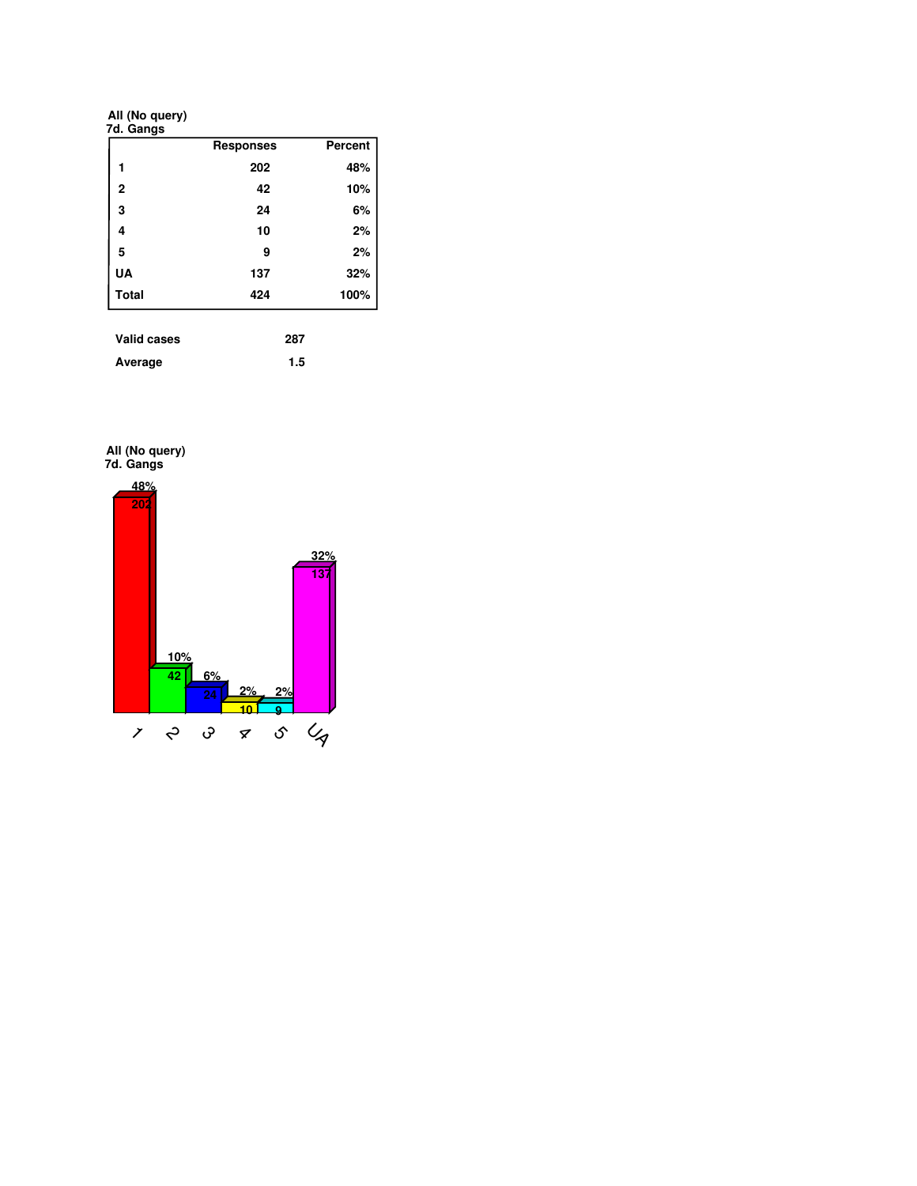**All (No query)**
**7d. Gangs**

| | Responses | Percent |
|---|---|---|
| 1 | 202 | 48% |
| 2 | 42 | 10% |
| 3 | 24 | 6% |
| 4 | 10 | 2% |
| 5 | 9 | 2% |
| UA | 137 | 32% |
| Total | 424 | 100% |

| | |
|---|---|
| Valid cases | 287 |
| Average | 1.5 |

**All (No query)**
**7d. Gangs**

| | 1 | 2 | 3 | 4 | 5 | UA |
|---|---|---|---|---|---|---|
| Responses | 202 | 42 | 24 | 10 | 9 | 137 |
| Percent | 48% | 10% | 6% | 2% | 2% | 32% |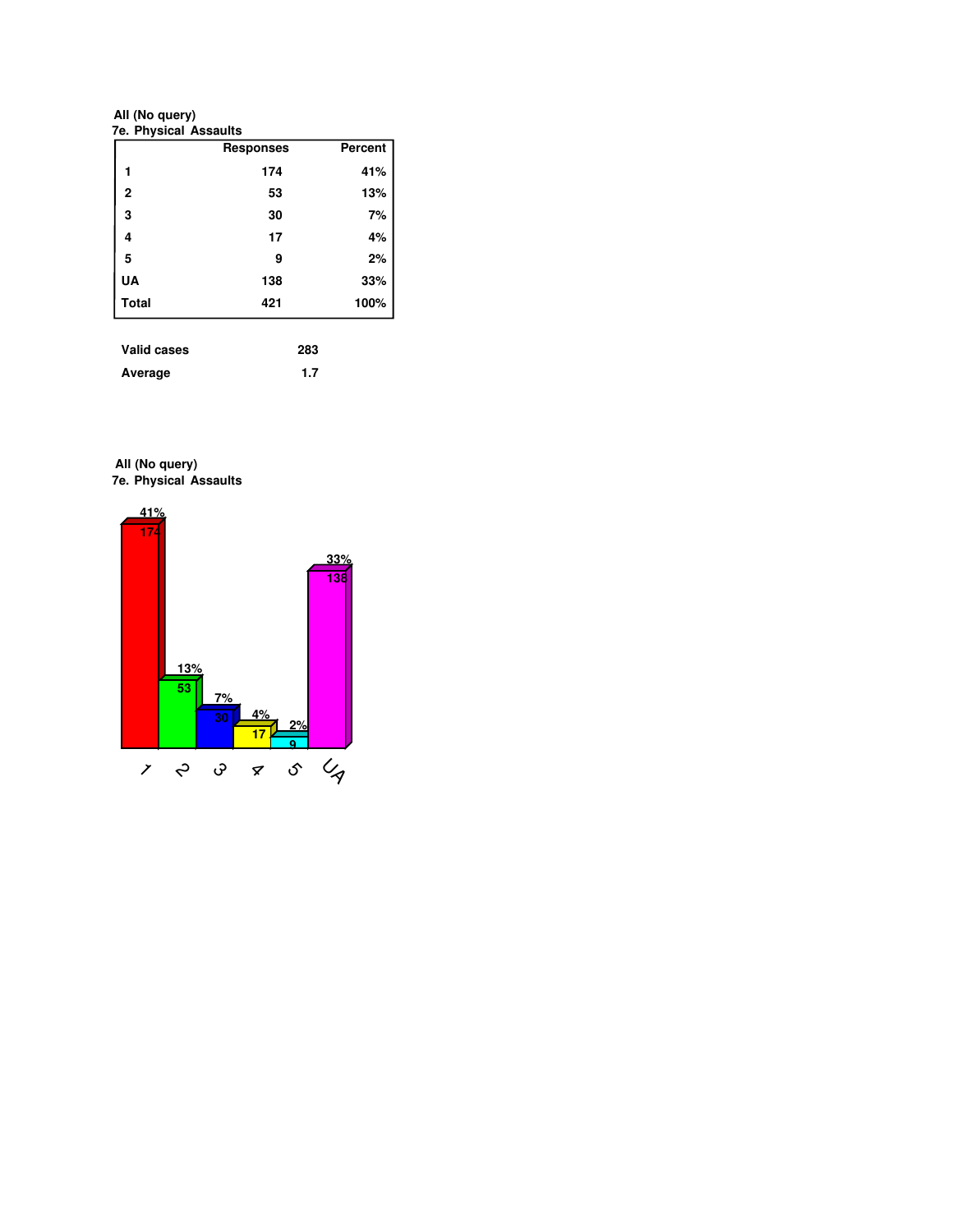**All (No query)**
**7e. Physical Assaults**

| | Responses | Percent |
|---|---|---|
| 1 | 174 | 41% |
| 2 | 53 | 13% |
| 3 | 30 | 7% |
| 4 | 17 | 4% |
| 5 | 9 | 2% |
| UA | 138 | 33% |
| Total | 421 | 100% |

| | |
|---|---|
| Valid cases | 283 |
| Average | 1.7 |

**All (No query)**
**7e. Physical Assaults**

| | 1 | 2 | 3 | 4 | 5 | UA |
|---|---|---|---|---|---|---|
| Percent | 41% | 13% | 7% | 4% | 2% | 33% |
| Responses | 174 | 53 | 30 | 17 | 9 | 138 |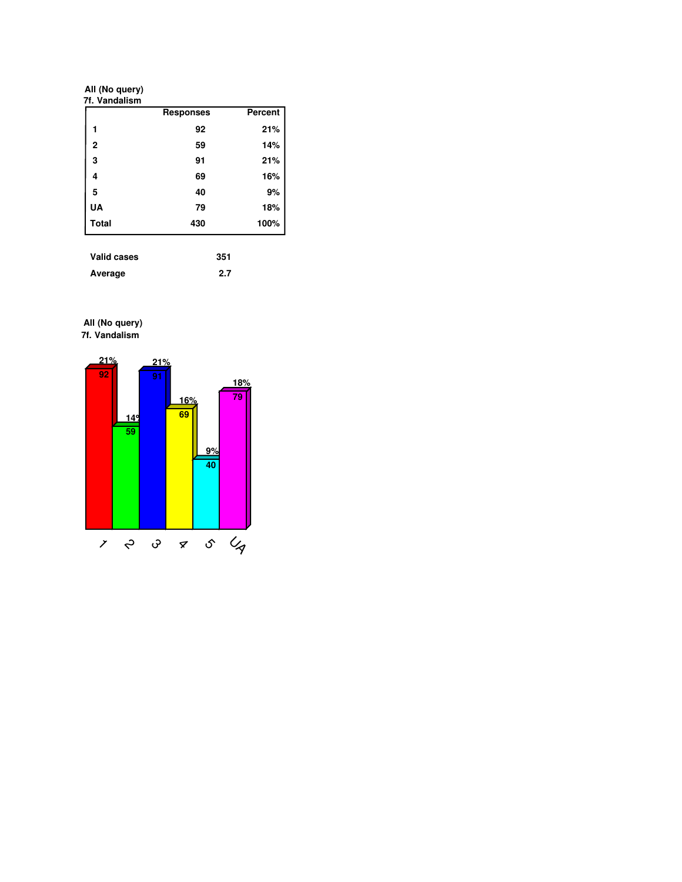**All (No query)**
**7f. Vandalism**

| | Responses | Percent |
|---|---|---|
| 1 | 92 | 21% |
| 2 | 59 | 14% |
| 3 | 91 | 21% |
| 4 | 69 | 16% |
| 5 | 40 | 9% |
| UA | 79 | 18% |
| Total | 430 | 100% |

| | |
|---|---|
| Valid cases | 351 |
| Average | 2.7 |

**All (No query)**
**7f. Vandalism**

| | 1 | 2 | 3 | 4 | 5 | UA |
|---|---|---|---|---|---|---|
| Responses | 92 | 59 | 91 | 69 | 40 | 79 |
| Percent | 21% | 14% | 21% | 16% | 9% | 18% |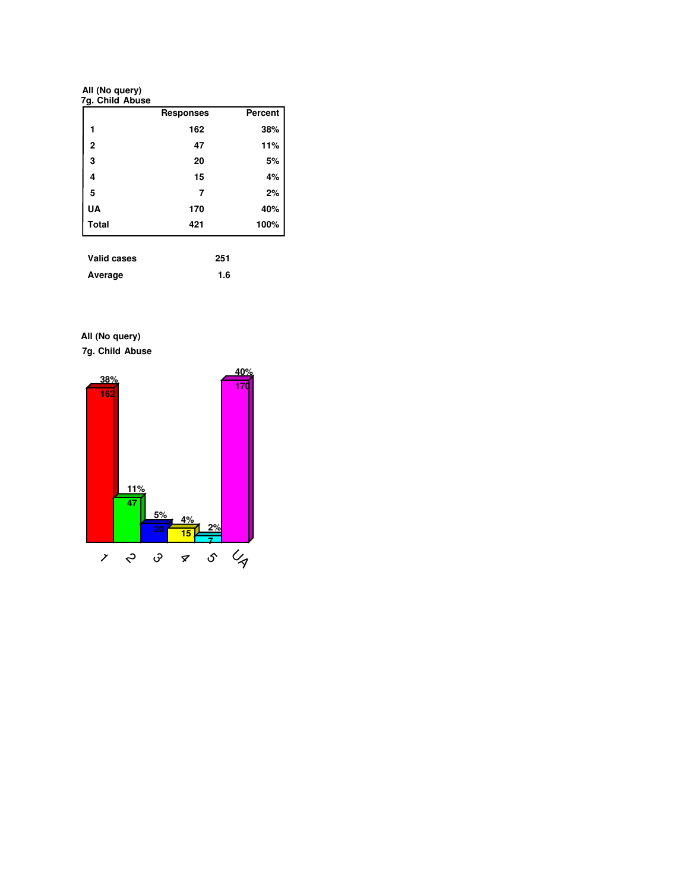**All (No query)**
**7g. Child Abuse**

| | Responses | Percent |
|---|---|---|
| 1 | 162 | 38% |
| 2 | 47 | 11% |
| 3 | 20 | 5% |
| 4 | 15 | 4% |
| 5 | 7 | 2% |
| UA | 170 | 40% |
| Total | 421 | 100% |

| | |
|---|---|
| Valid cases | 251 |
| Average | 1.6 |

**All (No query)**

**7g. Child Abuse**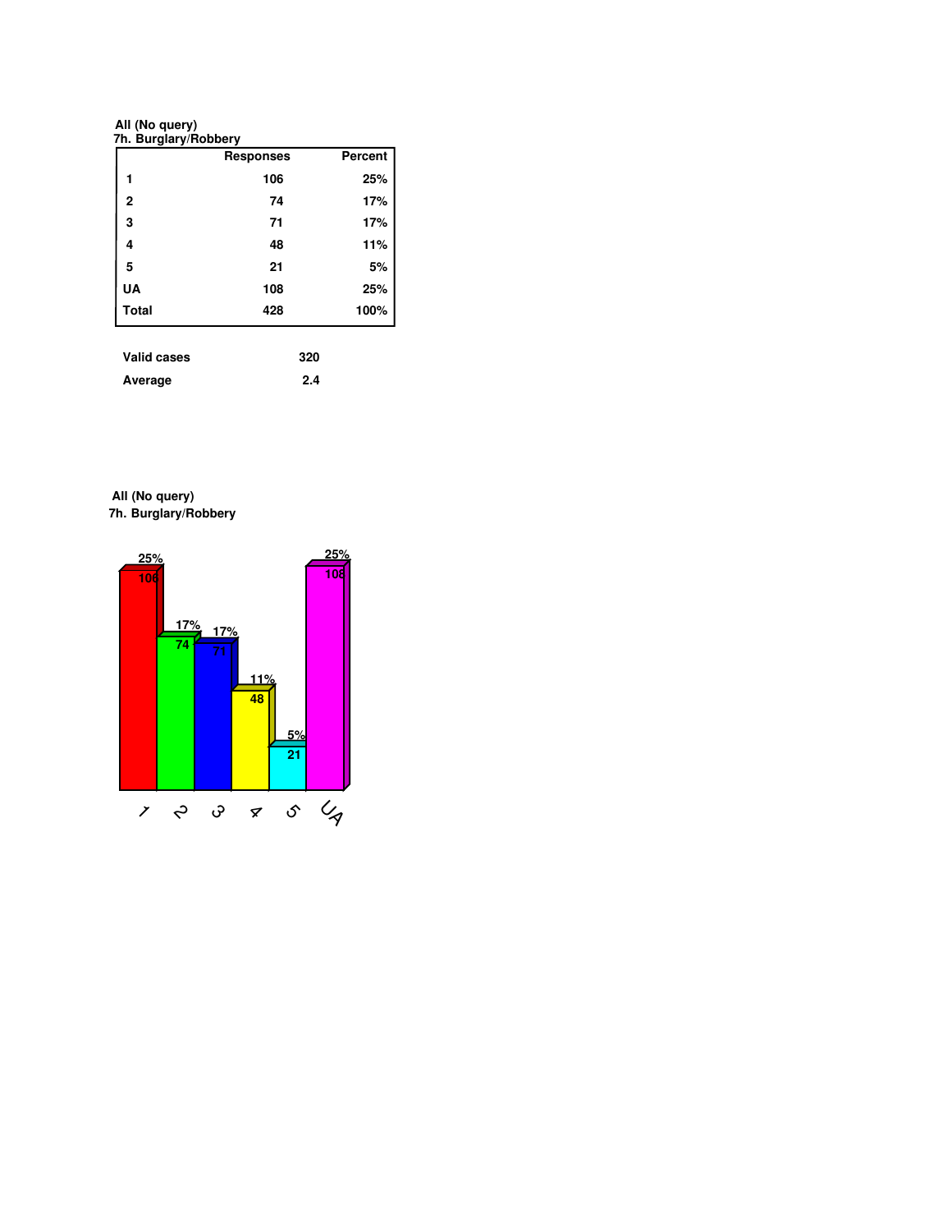**All (No query)**
**7h. Burglary/Robbery**

| | Responses | Percent |
|---|---|---|
| 1 | 106 | 25% |
| 2 | 74 | 17% |
| 3 | 71 | 17% |
| 4 | 48 | 11% |
| 5 | 21 | 5% |
| UA | 108 | 25% |
| Total | 428 | 100% |

| | |
|---|---|
| Valid cases | 320 |
| Average | 2.4 |

**All (No query)**
**7h. Burglary/Robbery**

| | 1 | 2 | 3 | 4 | 5 | UA |
|---|---|---|---|---|---|---|
| Responses | 106 | 74 | 71 | 48 | 21 | 108 |
| Percent | 25% | 17% | 17% | 11% | 5% | 25% |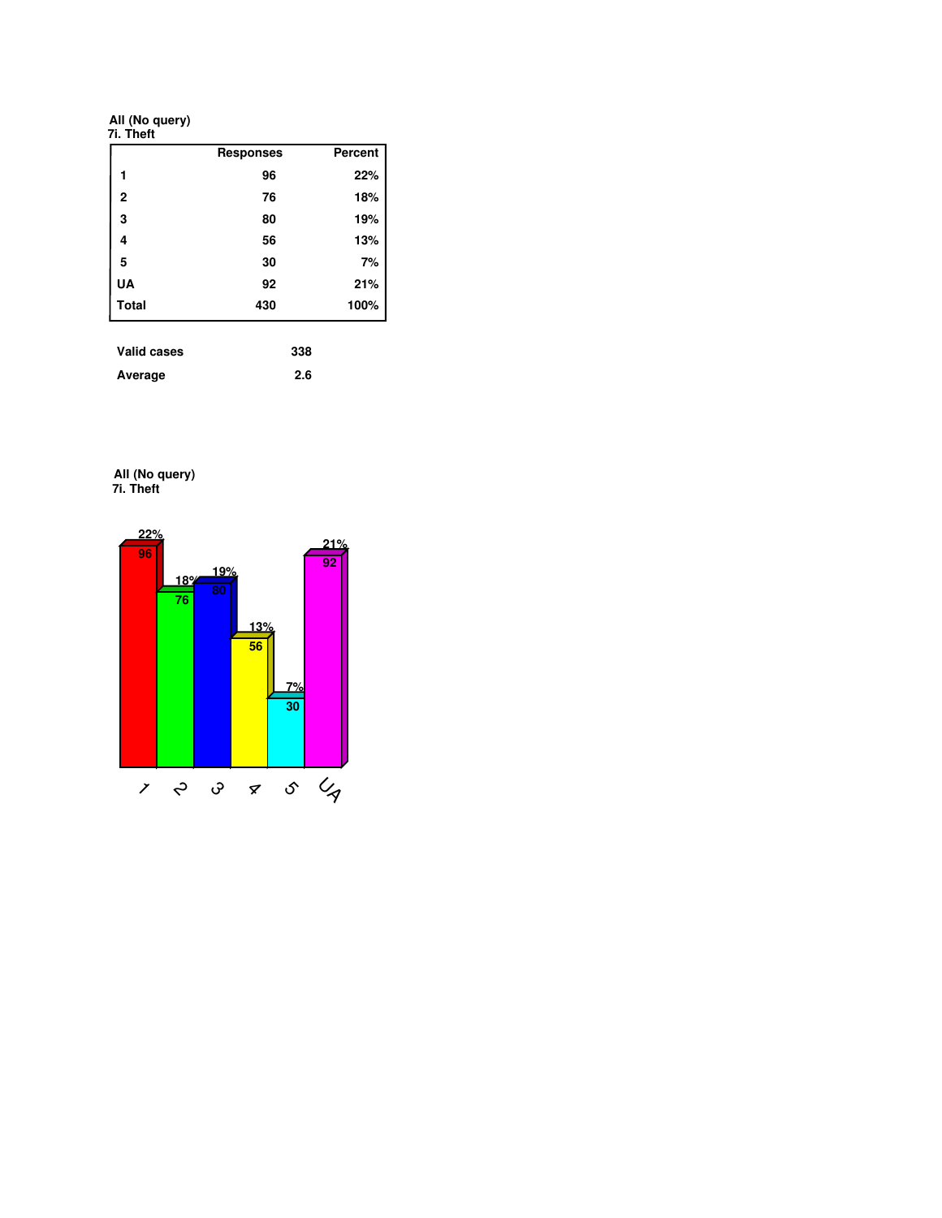**All (No query)**
**7i. Theft**

| | Responses | Percent |
|---|---|---|
| 1 | 96 | 22% |
| 2 | 76 | 18% |
| 3 | 80 | 19% |
| 4 | 56 | 13% |
| 5 | 30 | 7% |
| UA | 92 | 21% |
| Total | 430 | 100% |

| | |
|---|---|
| Valid cases | 338 |
| Average | 2.6 |

**All (No query)**
**7i. Theft**

| | 1 | 2 | 3 | 4 | 5 | UA |
|---|---|---|---|---|---|---|
| Responses | 96 | 76 | 80 | 56 | 30 | 92 |
| Percent | 22% | 18% | 19% | 13% | 7% | 21% |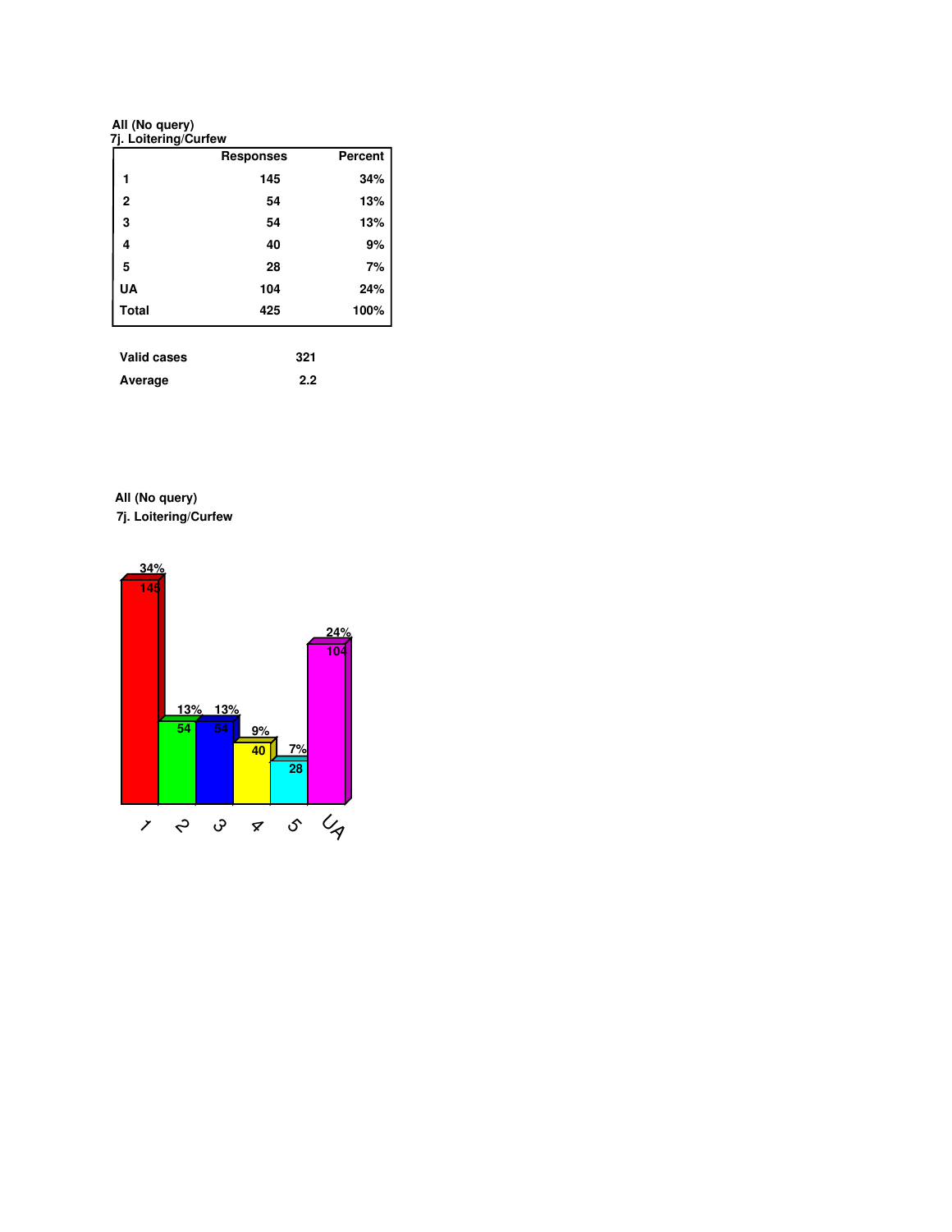All (No query)
7j. Loitering/Curfew

| | Responses | Percent |
|---|---|---|
| 1 | 145 | 34% |
| 2 | 54 | 13% |
| 3 | 54 | 13% |
| 4 | 40 | 9% |
| 5 | 28 | 7% |
| UA | 104 | 24% |
| Total | 425 | 100% |

| | |
|---|---|
| Valid cases | 321 |
| Average | 2.2 |

All (No query)
7j. Loitering/Curfew

| Category | Count | Percent |
|---|---|---|
| 1 | 145 | 34% |
| 2 | 54 | 13% |
| 3 | 54 | 13% |
| 4 | 40 | 9% |
| 5 | 28 | 7% |
| UA | 104 | 24% |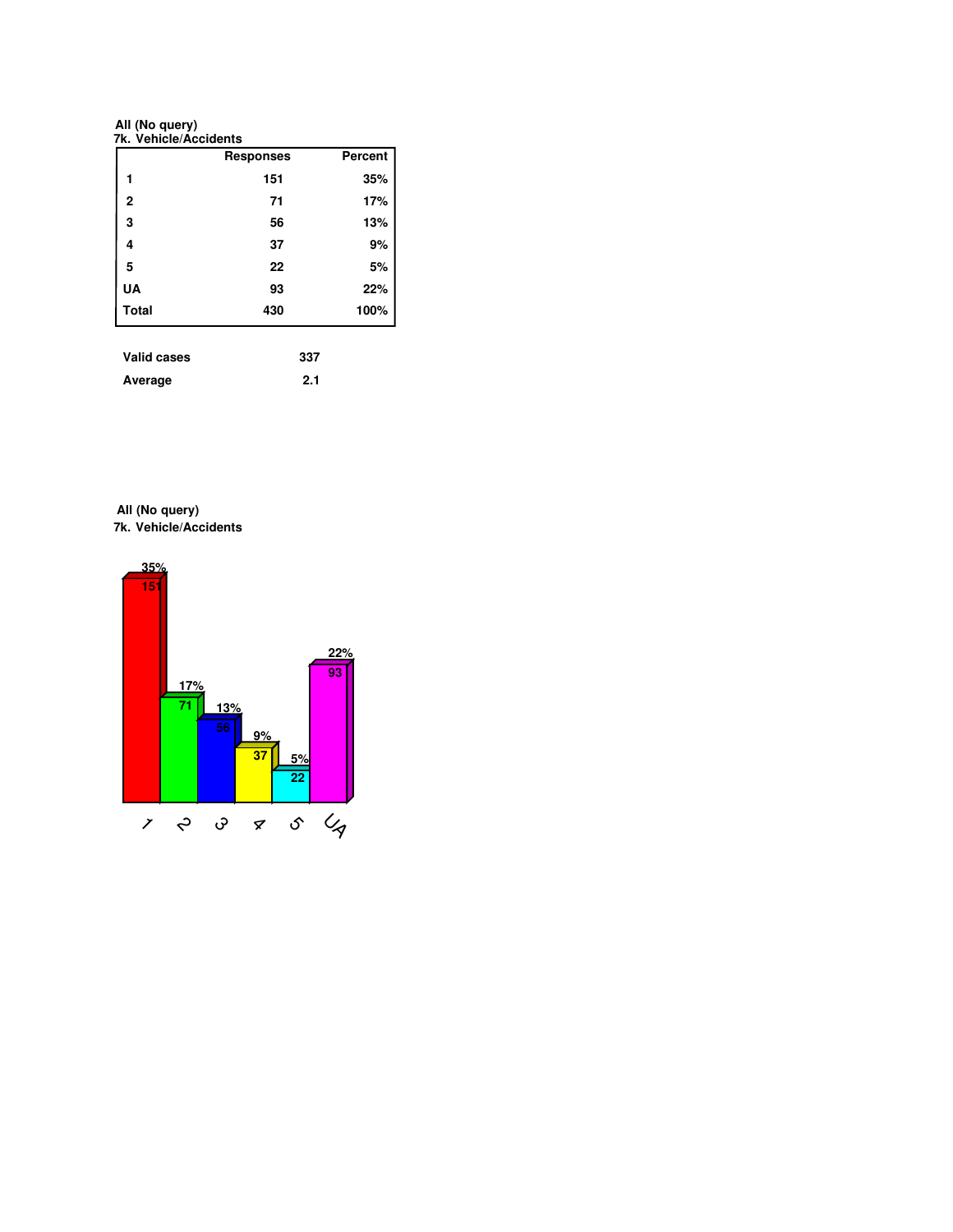All (No query)
7k. Vehicle/Accidents

| | Responses | Percent |
|---|---|---|
| 1 | 151 | 35% |
| 2 | 71 | 17% |
| 3 | 56 | 13% |
| 4 | 37 | 9% |
| 5 | 22 | 5% |
| UA | 93 | 22% |
| Total | 430 | 100% |

| | |
|---|---|
| Valid cases | 337 |
| Average | 2.1 |

All (No query)
7k. Vehicle/Accidents

| | 1 | 2 | 3 | 4 | 5 | UA |
|---|---|---|---|---|---|---|
| Responses | 151 | 71 | 56 | 37 | 22 | 93 |
| Percent | 35% | 17% | 13% | 9% | 5% | 22% |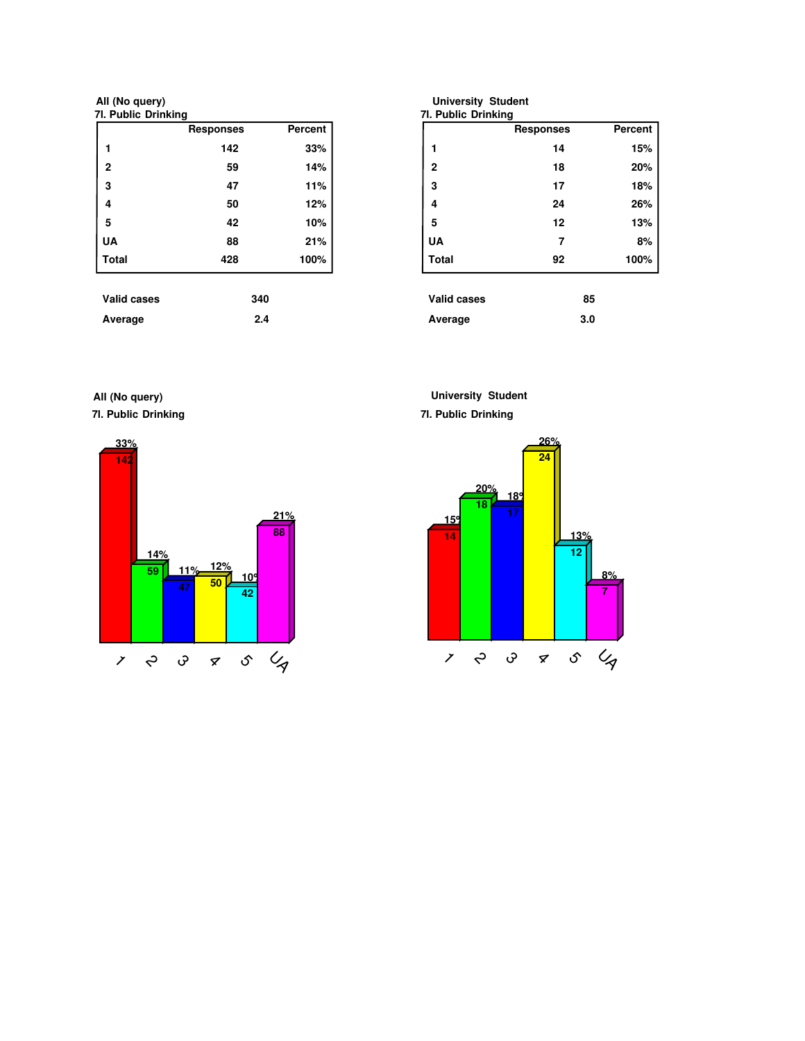All (No query)

7l. Public Drinking

| | Responses | Percent |
|---|---|---|
| 1 | 142 | 33% |
| 2 | 59 | 14% |
| 3 | 47 | 11% |
| 4 | 50 | 12% |
| 5 | 42 | 10% |
| UA | 88 | 21% |
| Total | 428 | 100% |

Valid cases 340

Average 2.4

University Student

7l. Public Drinking

| | Responses | Percent |
|---|---|---|
| 1 | 14 | 15% |
| 2 | 18 | 20% |
| 3 | 17 | 18% |
| 4 | 24 | 26% |
| 5 | 12 | 13% |
| UA | 7 | 8% |
| Total | 92 | 100% |

Valid cases 85

Average 3.0

All (No query)

7l. Public Drinking

| | 1 | 2 | 3 | 4 | 5 | UA |
|---|---|---|---|---|---|---|
| Responses | 142 | 59 | 47 | 50 | 42 | 88 |
| Percent | 33% | 14% | 11% | 12% | 10% | 21% |

University Student

7l. Public Drinking

| | 1 | 2 | 3 | 4 | 5 | UA |
|---|---|---|---|---|---|---|
| Responses | 14 | 18 | 17 | 24 | 12 | 7 |
| Percent | 15% | 20% | 18% | 26% | 13% | 8% |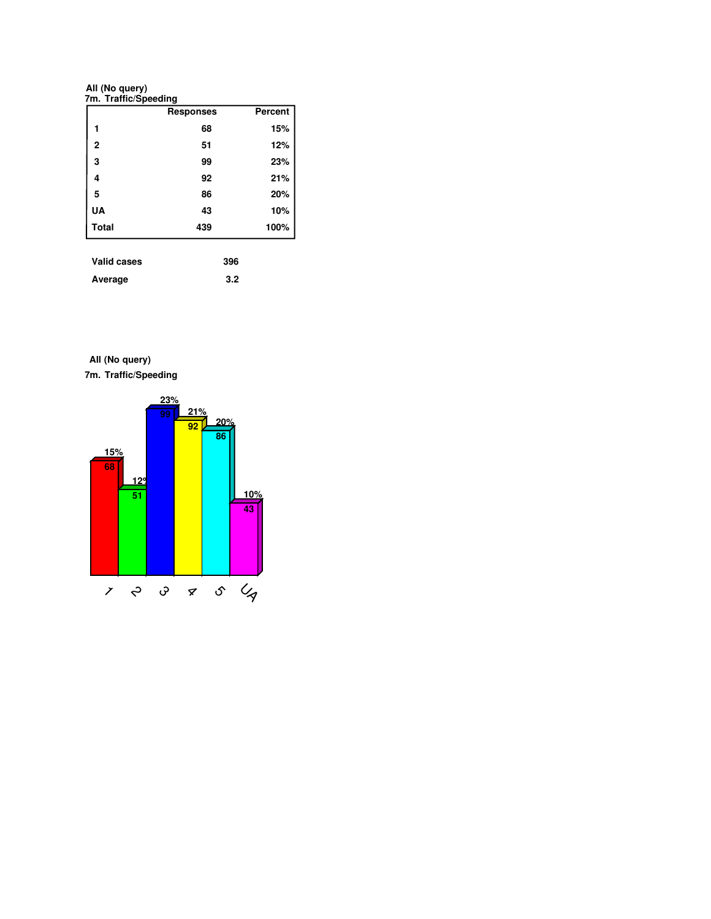All (No query)
7m. Traffic/Speeding

| | Responses | Percent |
|---|---|---|
| 1 | 68 | 15% |
| 2 | 51 | 12% |
| 3 | 99 | 23% |
| 4 | 92 | 21% |
| 5 | 86 | 20% |
| UA | 43 | 10% |
| Total | 439 | 100% |

Valid cases 396

Average 3.2

All (No query)
7m. Traffic/Speeding

| | 1 | 2 | 3 | 4 | 5 | UA |
|---|---|---|---|---|---|---|
| Responses | 68 | 51 | 99 | 92 | 86 | 43 |
| Percent | 15% | 12% | 23% | 21% | 20% | 10% |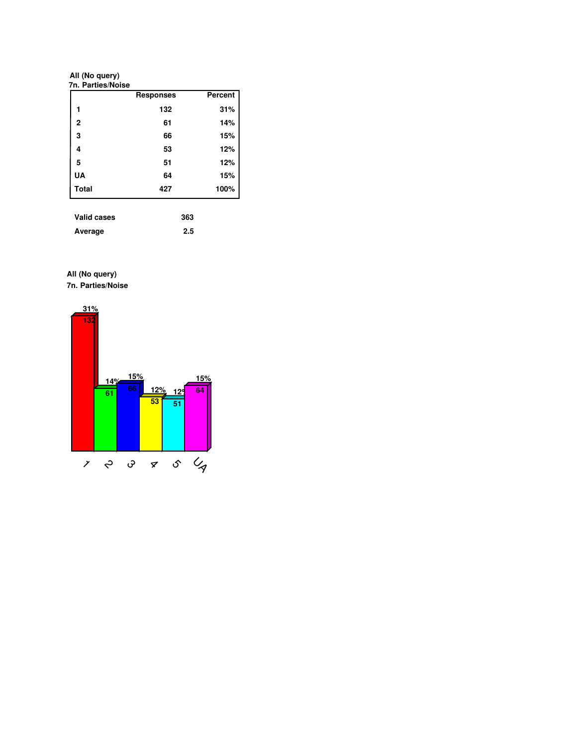**All (No query)**
**7n. Parties/Noise**

| | Responses | Percent |
|---|---|---|
| 1 | 132 | 31% |
| 2 | 61 | 14% |
| 3 | 66 | 15% |
| 4 | 53 | 12% |
| 5 | 51 | 12% |
| UA | 64 | 15% |
| Total | 427 | 100% |

| | |
|---|---|
| Valid cases | 363 |
| Average | 2.5 |

**All (No query)**
**7n. Parties/Noise**

| | 1 | 2 | 3 | 4 | 5 | UA |
|---|---|---|---|---|---|---|
| Responses | 132 | 61 | 66 | 53 | 51 | 64 |
| Percent | 31% | 14% | 15% | 12% | 12% | 15% |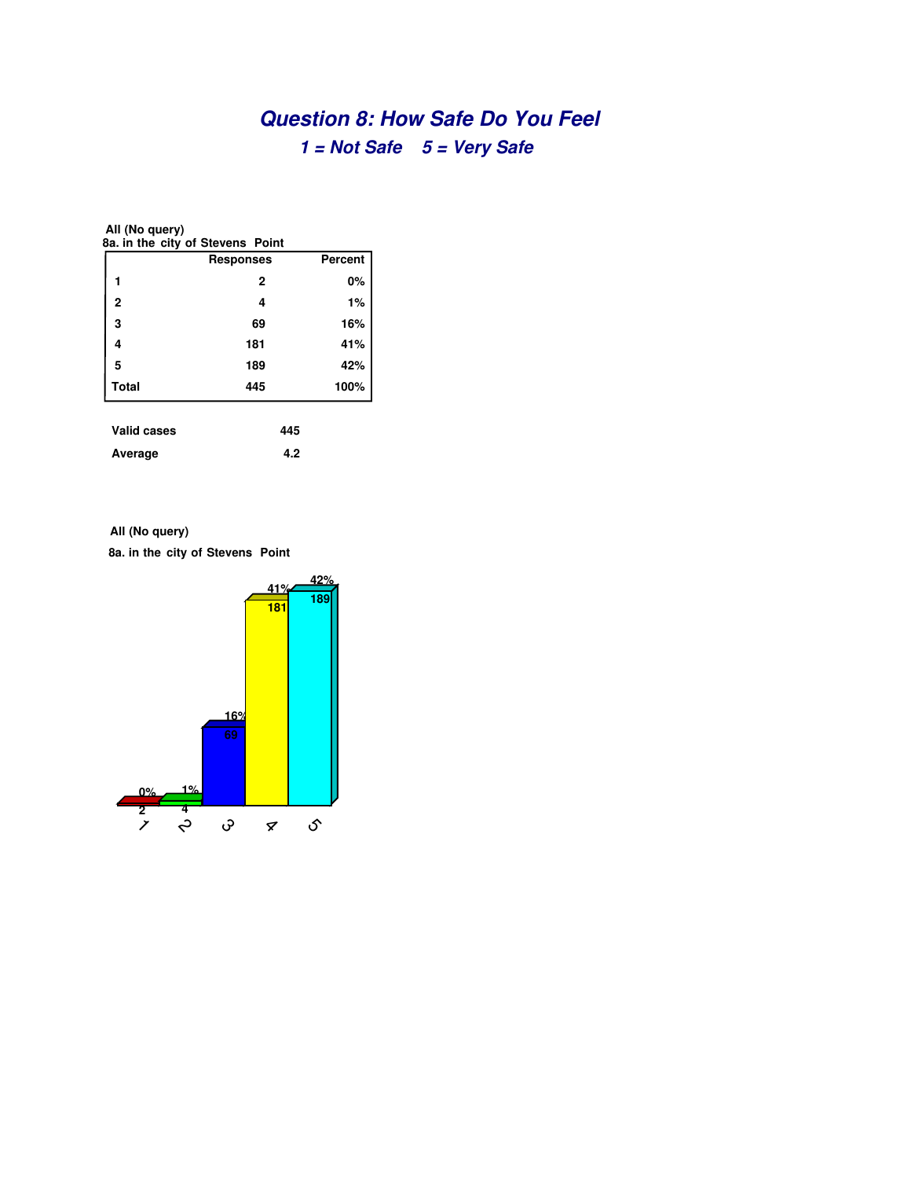# Question 8: How Safe Do You Feel

## 1 = Not Safe    5 = Very Safe

**All (No query)**

**8a. in the city of Stevens Point**

| | Responses | Percent |
|---|---|---|
| 1 | 2 | 0% |
| 2 | 4 | 1% |
| 3 | 69 | 16% |
| 4 | 181 | 41% |
| 5 | 189 | 42% |
| Total | 445 | 100% |

| | |
|---|---|
| Valid cases | 445 |
| Average | 4.2 |

**All (No query)**

**8a. in the city of Stevens Point**

| Rating | Responses | Percent |
|---|---|---|
| 1 | 2 | 0% |
| 2 | 4 | 1% |
| 3 | 69 | 16% |
| 4 | 181 | 41% |
| 5 | 189 | 42% |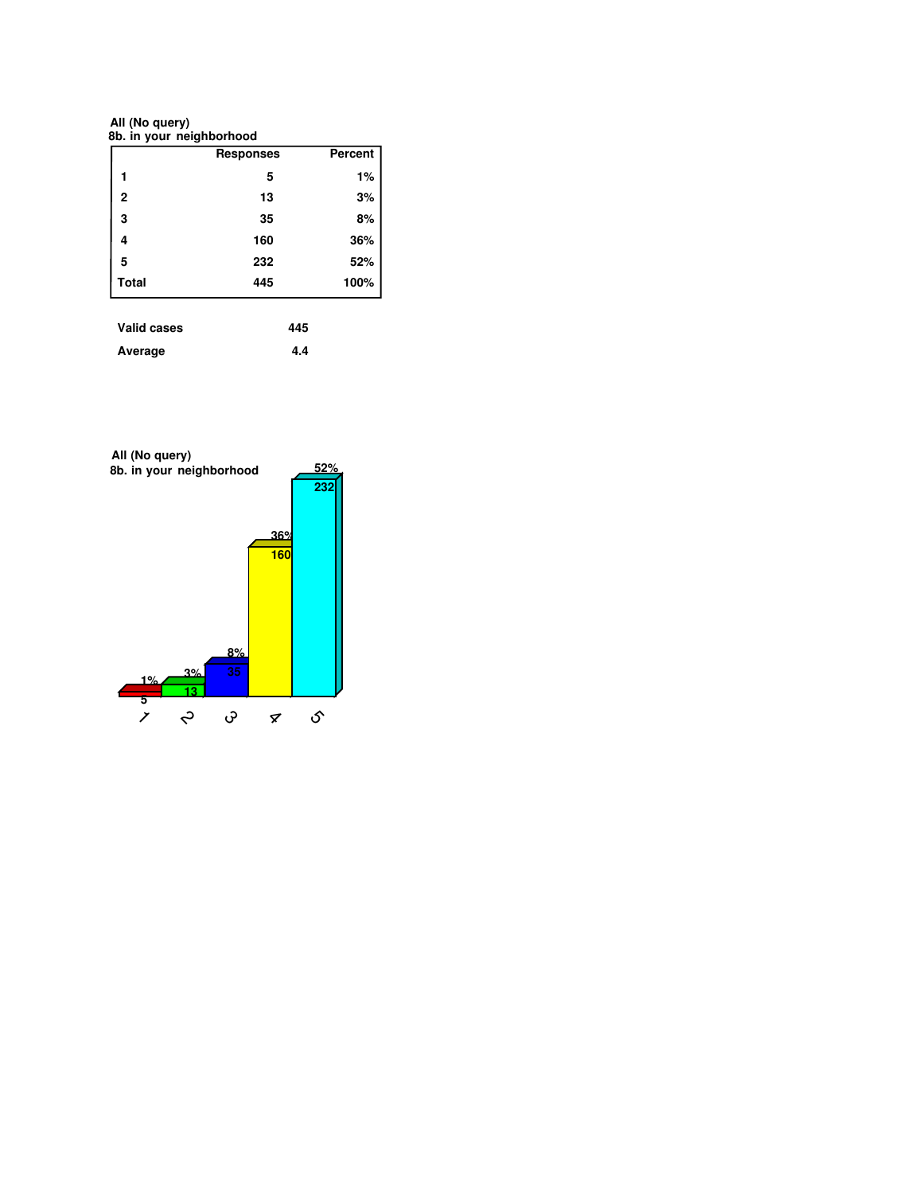All (No query)
8b. in your neighborhood

| | Responses | Percent |
|---|---|---|
| 1 | 5 | 1% |
| 2 | 13 | 3% |
| 3 | 35 | 8% |
| 4 | 160 | 36% |
| 5 | 232 | 52% |
| Total | 445 | 100% |

Valid cases 445

Average 4.4

All (No query)
8b. in your neighborhood

| | 1 | 2 | 3 | 4 | 5 |
|---|---|---|---|---|---|
| Responses | 5 | 13 | 35 | 160 | 232 |
| Percent | 1% | 3% | 8% | 36% | 52% |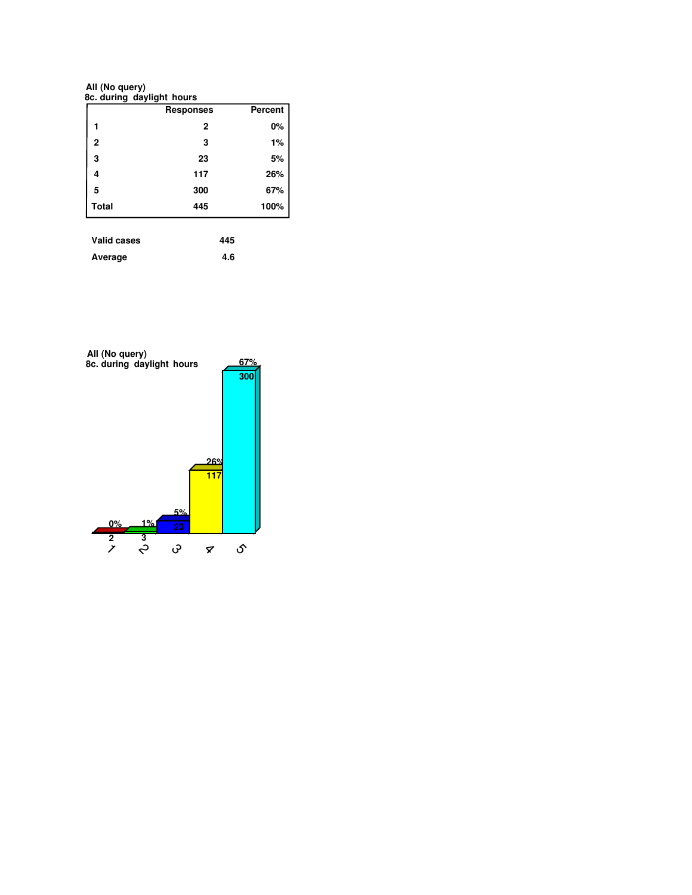All (No query)
8c. during daylight hours

| | Responses | Percent |
|---|---|---|
| 1 | 2 | 0% |
| 2 | 3 | 1% |
| 3 | 23 | 5% |
| 4 | 117 | 26% |
| 5 | 300 | 67% |
| Total | 445 | 100% |

| | |
|---|---|
| Valid cases | 445 |
| Average | 4.6 |

All (No query)
8c. during daylight hours

| | 1 | 2 | 3 | 4 | 5 |
|---|---|---|---|---|---|
| Responses | 2 | 3 | 23 | 117 | 300 |
| Percent | 0% | 1% | 5% | 26% | 67% |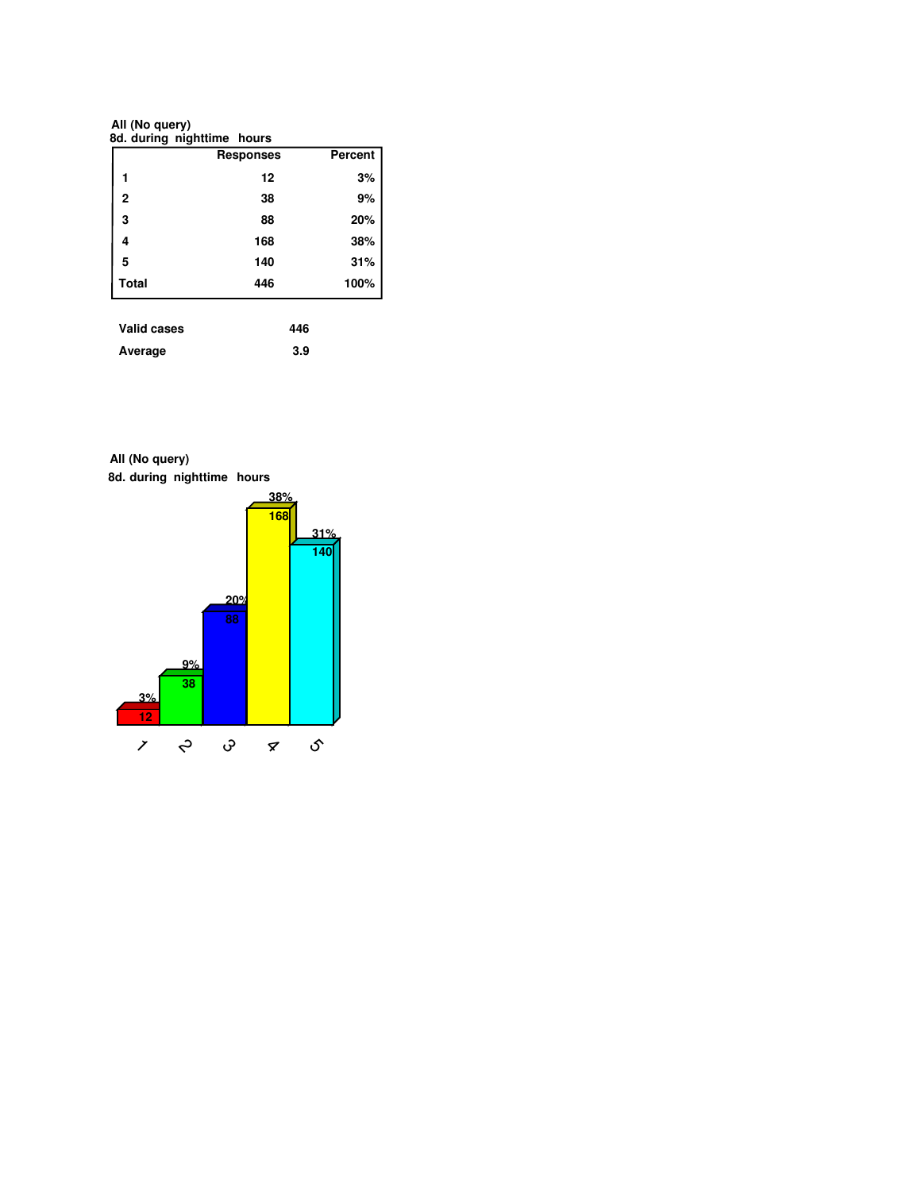All (No query)

8d. during nighttime hours

| | Responses | Percent |
|---|---|---|
| 1 | 12 | 3% |
| 2 | 38 | 9% |
| 3 | 88 | 20% |
| 4 | 168 | 38% |
| 5 | 140 | 31% |
| Total | 446 | 100% |

| | |
|---|---|
| Valid cases | 446 |
| Average | 3.9 |

All (No query)

8d. during nighttime hours

| Response | Count | Percent |
|---|---|---|
| 1 | 12 | 3% |
| 2 | 38 | 9% |
| 3 | 88 | 20% |
| 4 | 168 | 38% |
| 5 | 140 | 31% |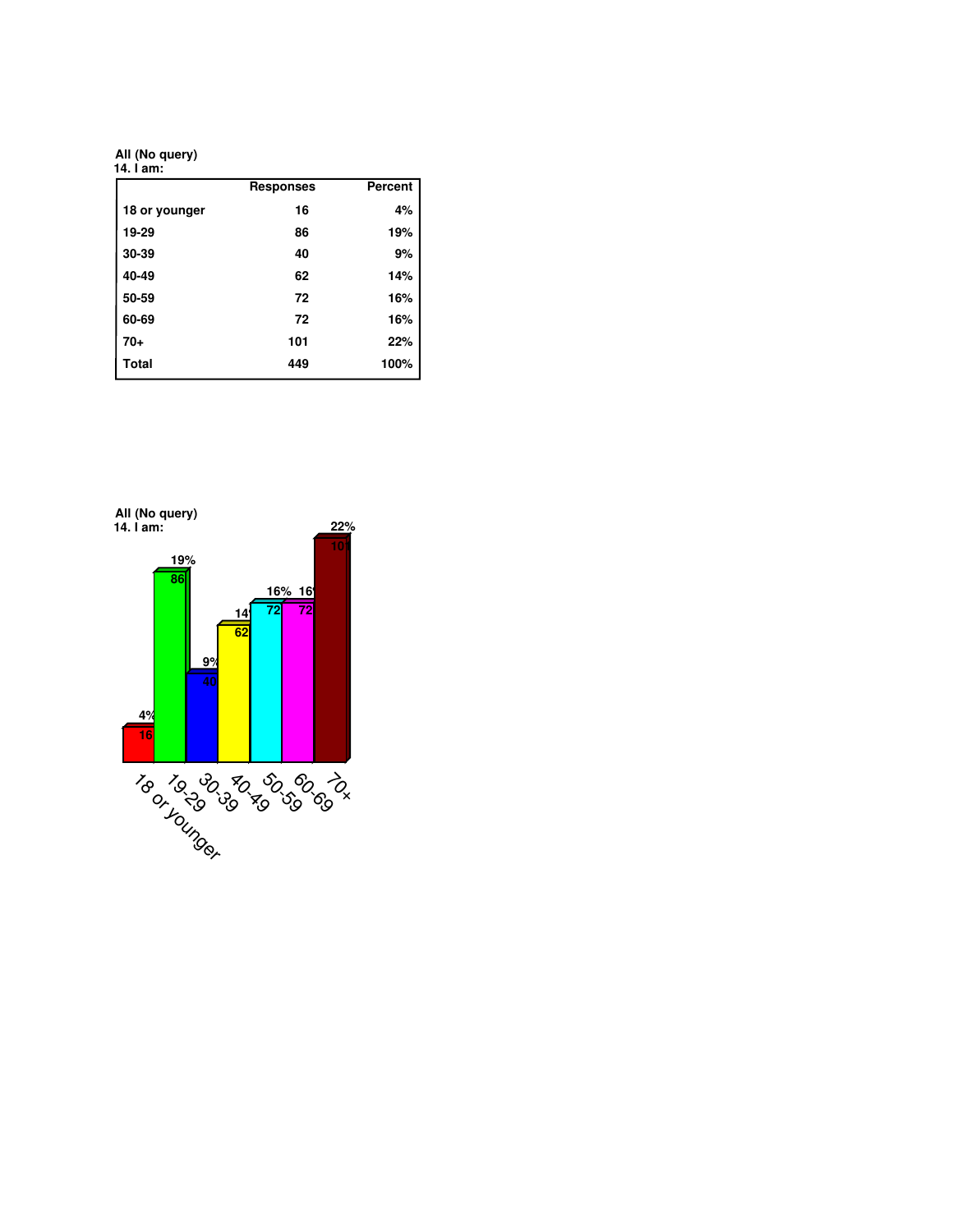**All (No query)**
**14. I am:**

| | Responses | Percent |
|---|---|---|
| 18 or younger | 16 | 4% |
| 19-29 | 86 | 19% |
| 30-39 | 40 | 9% |
| 40-49 | 62 | 14% |
| 50-59 | 72 | 16% |
| 60-69 | 72 | 16% |
| 70+ | 101 | 22% |
| Total | 449 | 100% |

**All (No query)**
**14. I am:**

| | Responses | Percent |
|---|---|---|
| 18 or younger | 16 | 4% |
| 19-29 | 86 | 19% |
| 30-39 | 40 | 9% |
| 40-49 | 62 | 14% |
| 50-59 | 72 | 16% |
| 60-69 | 72 | 16% |
| 70+ | 101 | 22% |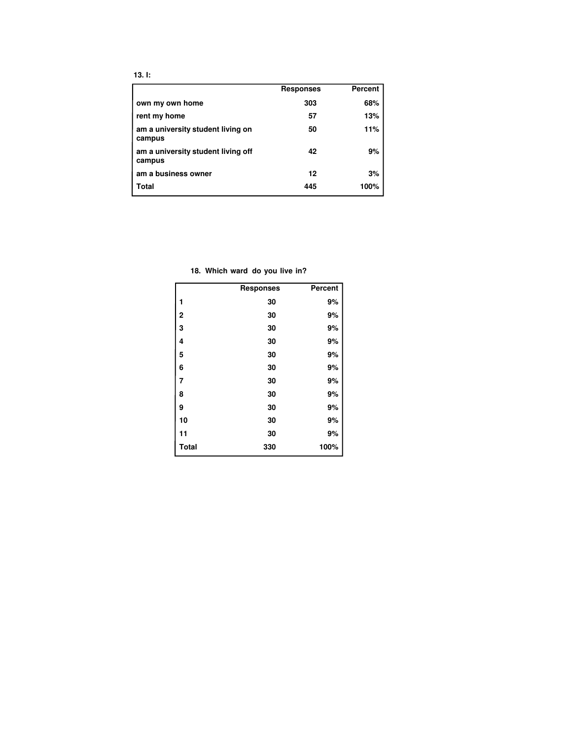**13. I:**

| | Responses | Percent |
|---|---|---|
| own my own home | 303 | 68% |
| rent my home | 57 | 13% |
| am a university student living on campus | 50 | 11% |
| am a university student living off campus | 42 | 9% |
| am a business owner | 12 | 3% |
| Total | 445 | 100% |

**18. Which ward do you live in?**

| | Responses | Percent |
|---|---|---|
| 1 | 30 | 9% |
| 2 | 30 | 9% |
| 3 | 30 | 9% |
| 4 | 30 | 9% |
| 5 | 30 | 9% |
| 6 | 30 | 9% |
| 7 | 30 | 9% |
| 8 | 30 | 9% |
| 9 | 30 | 9% |
| 10 | 30 | 9% |
| 11 | 30 | 9% |
| Total | 330 | 100% |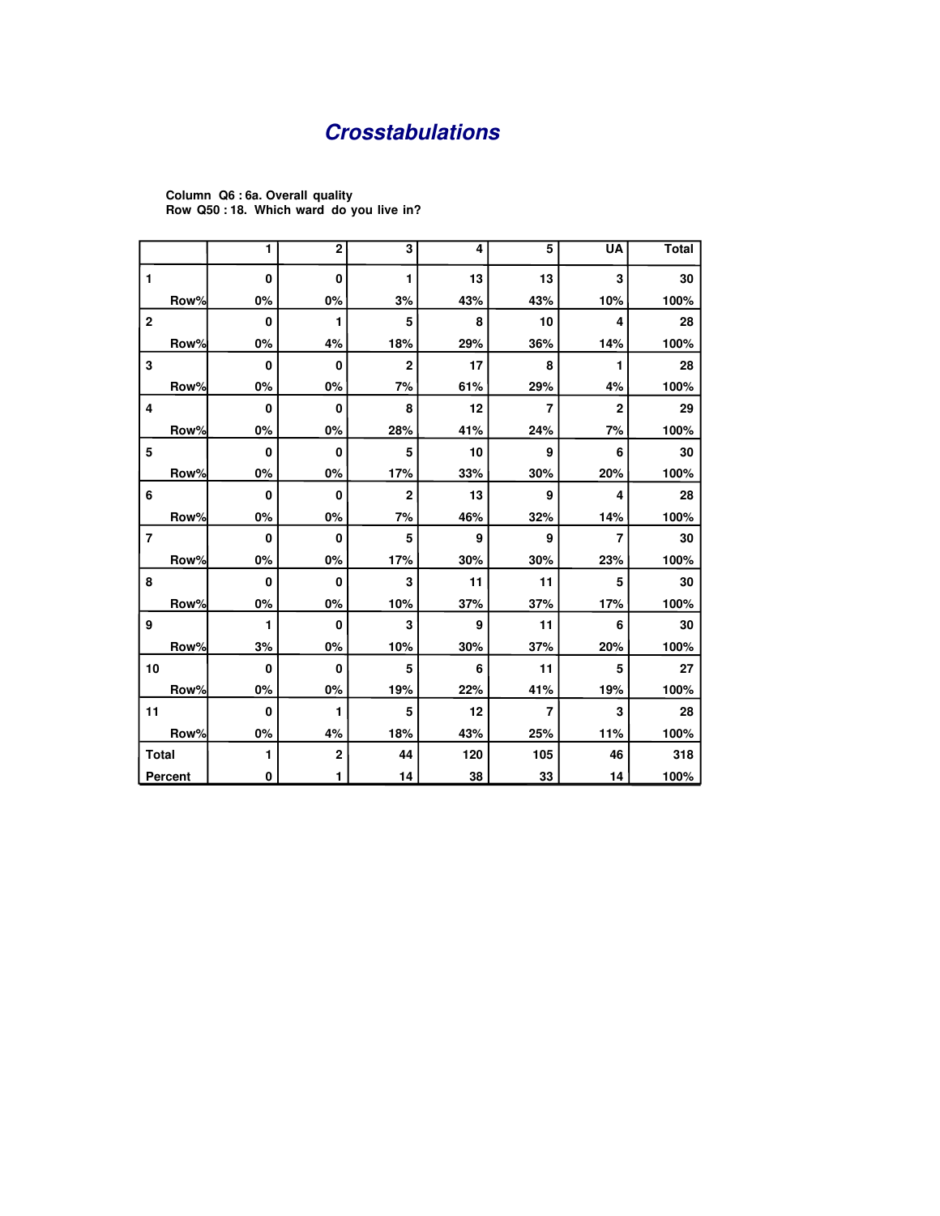# *Crosstabulations*

**Column Q6 : 6a. Overall quality**
**Row Q50 : 18. Which ward do you live in?**

| | 1 | 2 | 3 | 4 | 5 | UA | Total |
|---|---|---|---|---|---|---|---|
| **1** | 0 | 0 | 1 | 13 | 13 | 3 | 30 |
| Row% | 0% | 0% | 3% | 43% | 43% | 10% | 100% |
| **2** | 0 | 1 | 5 | 8 | 10 | 4 | 28 |
| Row% | 0% | 4% | 18% | 29% | 36% | 14% | 100% |
| **3** | 0 | 0 | 2 | 17 | 8 | 1 | 28 |
| Row% | 0% | 0% | 7% | 61% | 29% | 4% | 100% |
| **4** | 0 | 0 | 8 | 12 | 7 | 2 | 29 |
| Row% | 0% | 0% | 28% | 41% | 24% | 7% | 100% |
| **5** | 0 | 0 | 5 | 10 | 9 | 6 | 30 |
| Row% | 0% | 0% | 17% | 33% | 30% | 20% | 100% |
| **6** | 0 | 0 | 2 | 13 | 9 | 4 | 28 |
| Row% | 0% | 0% | 7% | 46% | 32% | 14% | 100% |
| **7** | 0 | 0 | 5 | 9 | 9 | 7 | 30 |
| Row% | 0% | 0% | 17% | 30% | 30% | 23% | 100% |
| **8** | 0 | 0 | 3 | 11 | 11 | 5 | 30 |
| Row% | 0% | 0% | 10% | 37% | 37% | 17% | 100% |
| **9** | 1 | 0 | 3 | 9 | 11 | 6 | 30 |
| Row% | 3% | 0% | 10% | 30% | 37% | 20% | 100% |
| **10** | 0 | 0 | 5 | 6 | 11 | 5 | 27 |
| Row% | 0% | 0% | 19% | 22% | 41% | 19% | 100% |
| **11** | 0 | 1 | 5 | 12 | 7 | 3 | 28 |
| Row% | 0% | 4% | 18% | 43% | 25% | 11% | 100% |
| **Total** | 1 | 2 | 44 | 120 | 105 | 46 | 318 |
| **Percent** | 0 | 1 | 14 | 38 | 33 | 14 | 100% |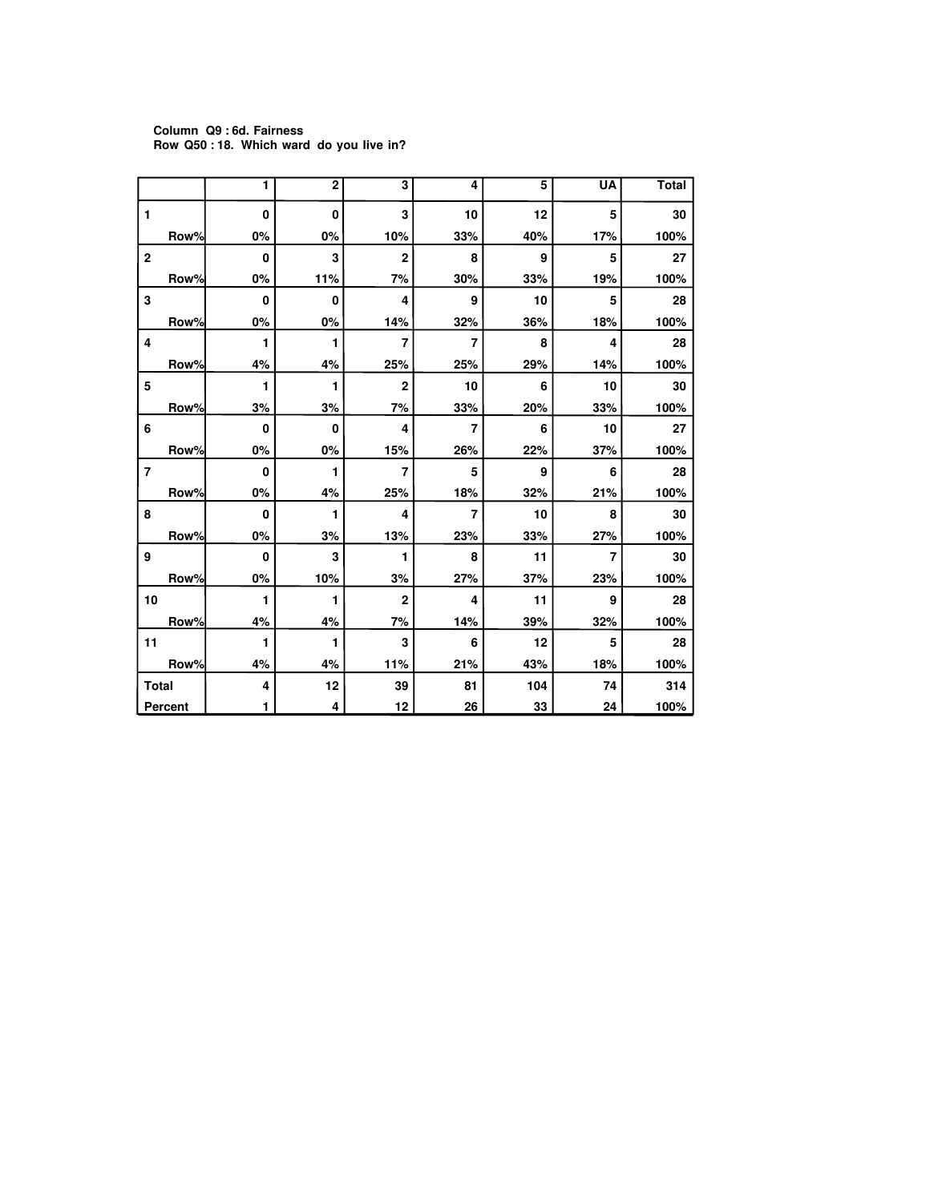**Column Q9 : 6d. Fairness**
**Row Q50 : 18. Which ward do you live in?**

| | 1 | 2 | 3 | 4 | 5 | UA | Total |
|---|---|---|---|---|---|---|---|
| 1 | 0 | 0 | 3 | 10 | 12 | 5 | 30 |
| Row% | 0% | 0% | 10% | 33% | 40% | 17% | 100% |
| 2 | 0 | 3 | 2 | 8 | 9 | 5 | 27 |
| Row% | 0% | 11% | 7% | 30% | 33% | 19% | 100% |
| 3 | 0 | 0 | 4 | 9 | 10 | 5 | 28 |
| Row% | 0% | 0% | 14% | 32% | 36% | 18% | 100% |
| 4 | 1 | 1 | 7 | 7 | 8 | 4 | 28 |
| Row% | 4% | 4% | 25% | 25% | 29% | 14% | 100% |
| 5 | 1 | 1 | 2 | 10 | 6 | 10 | 30 |
| Row% | 3% | 3% | 7% | 33% | 20% | 33% | 100% |
| 6 | 0 | 0 | 4 | 7 | 6 | 10 | 27 |
| Row% | 0% | 0% | 15% | 26% | 22% | 37% | 100% |
| 7 | 0 | 1 | 7 | 5 | 9 | 6 | 28 |
| Row% | 0% | 4% | 25% | 18% | 32% | 21% | 100% |
| 8 | 0 | 1 | 4 | 7 | 10 | 8 | 30 |
| Row% | 0% | 3% | 13% | 23% | 33% | 27% | 100% |
| 9 | 0 | 3 | 1 | 8 | 11 | 7 | 30 |
| Row% | 0% | 10% | 3% | 27% | 37% | 23% | 100% |
| 10 | 1 | 1 | 2 | 4 | 11 | 9 | 28 |
| Row% | 4% | 4% | 7% | 14% | 39% | 32% | 100% |
| 11 | 1 | 1 | 3 | 6 | 12 | 5 | 28 |
| Row% | 4% | 4% | 11% | 21% | 43% | 18% | 100% |
| Total | 4 | 12 | 39 | 81 | 104 | 74 | 314 |
| Percent | 1 | 4 | 12 | 26 | 33 | 24 | 100% |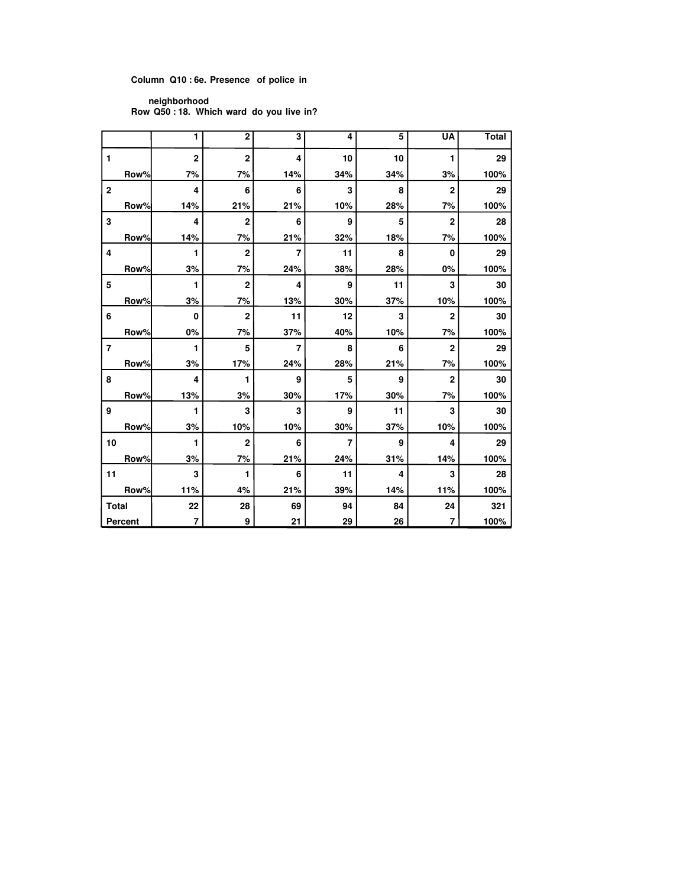**Column Q10 : 6e. Presence of police in neighborhood**
**Row Q50 : 18. Which ward do you live in?**

| | 1 | 2 | 3 | 4 | 5 | UA | Total |
|---|---|---|---|---|---|---|---|
| **1** | 2 | 2 | 4 | 10 | 10 | 1 | 29 |
| Row% | 7% | 7% | 14% | 34% | 34% | 3% | 100% |
| **2** | 4 | 6 | 6 | 3 | 8 | 2 | 29 |
| Row% | 14% | 21% | 21% | 10% | 28% | 7% | 100% |
| **3** | 4 | 2 | 6 | 9 | 5 | 2 | 28 |
| Row% | 14% | 7% | 21% | 32% | 18% | 7% | 100% |
| **4** | 1 | 2 | 7 | 11 | 8 | 0 | 29 |
| Row% | 3% | 7% | 24% | 38% | 28% | 0% | 100% |
| **5** | 1 | 2 | 4 | 9 | 11 | 3 | 30 |
| Row% | 3% | 7% | 13% | 30% | 37% | 10% | 100% |
| **6** | 0 | 2 | 11 | 12 | 3 | 2 | 30 |
| Row% | 0% | 7% | 37% | 40% | 10% | 7% | 100% |
| **7** | 1 | 5 | 7 | 8 | 6 | 2 | 29 |
| Row% | 3% | 17% | 24% | 28% | 21% | 7% | 100% |
| **8** | 4 | 1 | 9 | 5 | 9 | 2 | 30 |
| Row% | 13% | 3% | 30% | 17% | 30% | 7% | 100% |
| **9** | 1 | 3 | 3 | 9 | 11 | 3 | 30 |
| Row% | 3% | 10% | 10% | 30% | 37% | 10% | 100% |
| **10** | 1 | 2 | 6 | 7 | 9 | 4 | 29 |
| Row% | 3% | 7% | 21% | 24% | 31% | 14% | 100% |
| **11** | 3 | 1 | 6 | 11 | 4 | 3 | 28 |
| Row% | 11% | 4% | 21% | 39% | 14% | 11% | 100% |
| **Total** | 22 | 28 | 69 | 94 | 84 | 24 | 321 |
| **Percent** | 7 | 9 | 21 | 29 | 26 | 7 | 100% |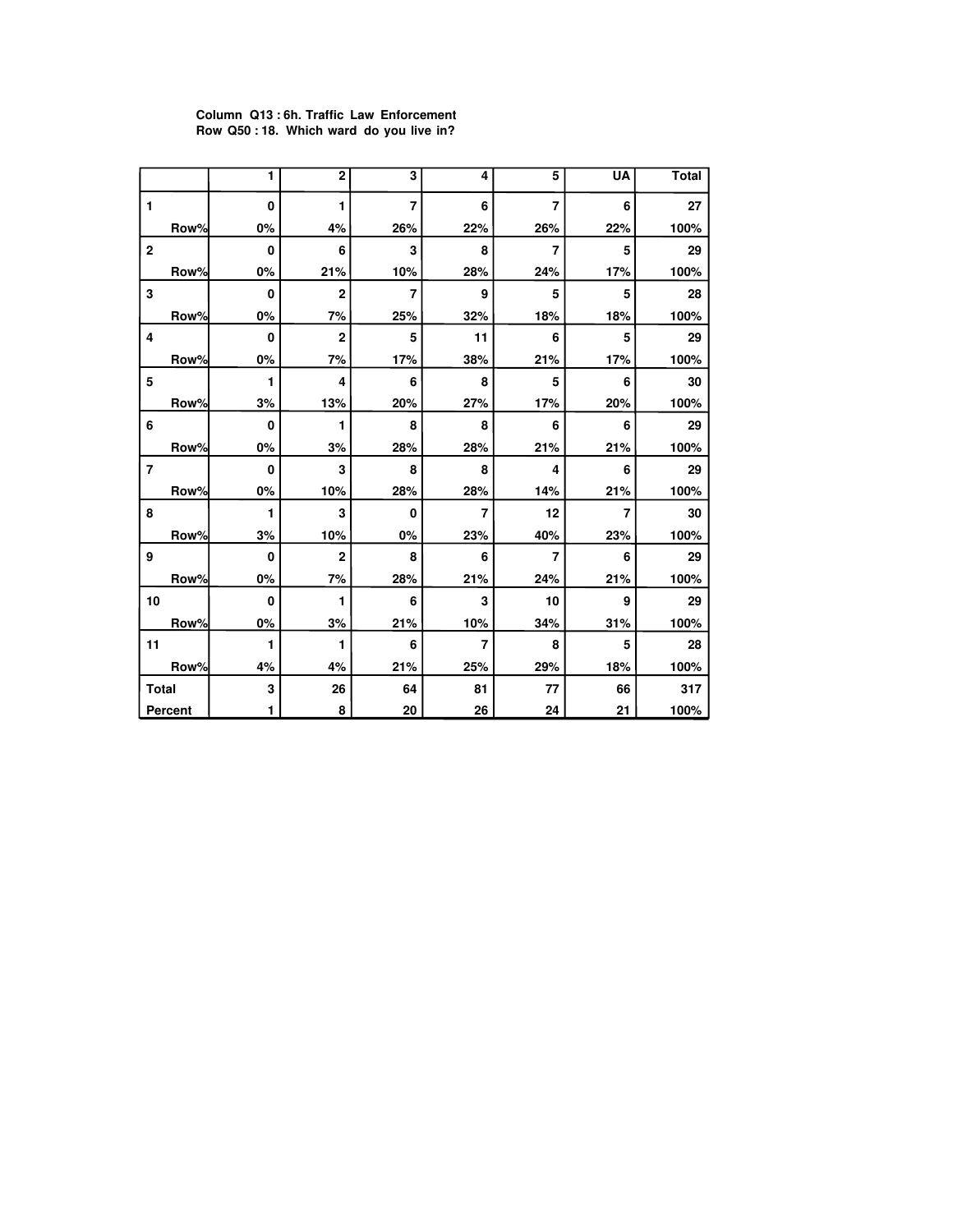**Column Q13 : 6h. Traffic Law Enforcement**
**Row Q50 : 18. Which ward do you live in?**

| | 1 | 2 | 3 | 4 | 5 | UA | Total |
|---|---|---|---|---|---|---|---|
| 1 | 0 | 1 | 7 | 6 | 7 | 6 | 27 |
| Row% | 0% | 4% | 26% | 22% | 26% | 22% | 100% |
| 2 | 0 | 6 | 3 | 8 | 7 | 5 | 29 |
| Row% | 0% | 21% | 10% | 28% | 24% | 17% | 100% |
| 3 | 0 | 2 | 7 | 9 | 5 | 5 | 28 |
| Row% | 0% | 7% | 25% | 32% | 18% | 18% | 100% |
| 4 | 0 | 2 | 5 | 11 | 6 | 5 | 29 |
| Row% | 0% | 7% | 17% | 38% | 21% | 17% | 100% |
| 5 | 1 | 4 | 6 | 8 | 5 | 6 | 30 |
| Row% | 3% | 13% | 20% | 27% | 17% | 20% | 100% |
| 6 | 0 | 1 | 8 | 8 | 6 | 6 | 29 |
| Row% | 0% | 3% | 28% | 28% | 21% | 21% | 100% |
| 7 | 0 | 3 | 8 | 8 | 4 | 6 | 29 |
| Row% | 0% | 10% | 28% | 28% | 14% | 21% | 100% |
| 8 | 1 | 3 | 0 | 7 | 12 | 7 | 30 |
| Row% | 3% | 10% | 0% | 23% | 40% | 23% | 100% |
| 9 | 0 | 2 | 8 | 6 | 7 | 6 | 29 |
| Row% | 0% | 7% | 28% | 21% | 24% | 21% | 100% |
| 10 | 0 | 1 | 6 | 3 | 10 | 9 | 29 |
| Row% | 0% | 3% | 21% | 10% | 34% | 31% | 100% |
| 11 | 1 | 1 | 6 | 7 | 8 | 5 | 28 |
| Row% | 4% | 4% | 21% | 25% | 29% | 18% | 100% |
| Total | 3 | 26 | 64 | 81 | 77 | 66 | 317 |
| Percent | 1 | 8 | 20 | 26 | 24 | 21 | 100% |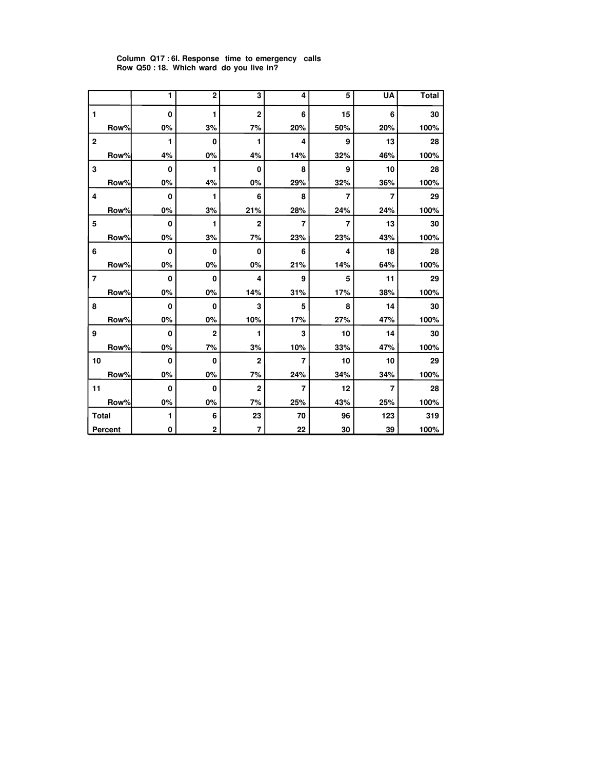**Column Q17 : 6l. Response time to emergency calls**
**Row Q50 : 18. Which ward do you live in?**

| | 1 | 2 | 3 | 4 | 5 | UA | Total |
|---|---|---|---|---|---|---|---|
| 1 | 0 | 1 | 2 | 6 | 15 | 6 | 30 |
| Row% | 0% | 3% | 7% | 20% | 50% | 20% | 100% |
| 2 | 1 | 0 | 1 | 4 | 9 | 13 | 28 |
| Row% | 4% | 0% | 4% | 14% | 32% | 46% | 100% |
| 3 | 0 | 1 | 0 | 8 | 9 | 10 | 28 |
| Row% | 0% | 4% | 0% | 29% | 32% | 36% | 100% |
| 4 | 0 | 1 | 6 | 8 | 7 | 7 | 29 |
| Row% | 0% | 3% | 21% | 28% | 24% | 24% | 100% |
| 5 | 0 | 1 | 2 | 7 | 7 | 13 | 30 |
| Row% | 0% | 3% | 7% | 23% | 23% | 43% | 100% |
| 6 | 0 | 0 | 0 | 6 | 4 | 18 | 28 |
| Row% | 0% | 0% | 0% | 21% | 14% | 64% | 100% |
| 7 | 0 | 0 | 4 | 9 | 5 | 11 | 29 |
| Row% | 0% | 0% | 14% | 31% | 17% | 38% | 100% |
| 8 | 0 | 0 | 3 | 5 | 8 | 14 | 30 |
| Row% | 0% | 0% | 10% | 17% | 27% | 47% | 100% |
| 9 | 0 | 2 | 1 | 3 | 10 | 14 | 30 |
| Row% | 0% | 7% | 3% | 10% | 33% | 47% | 100% |
| 10 | 0 | 0 | 2 | 7 | 10 | 10 | 29 |
| Row% | 0% | 0% | 7% | 24% | 34% | 34% | 100% |
| 11 | 0 | 0 | 2 | 7 | 12 | 7 | 28 |
| Row% | 0% | 0% | 7% | 25% | 43% | 25% | 100% |
| Total | 1 | 6 | 23 | 70 | 96 | 123 | 319 |
| Percent | 0 | 2 | 7 | 22 | 30 | 39 | 100% |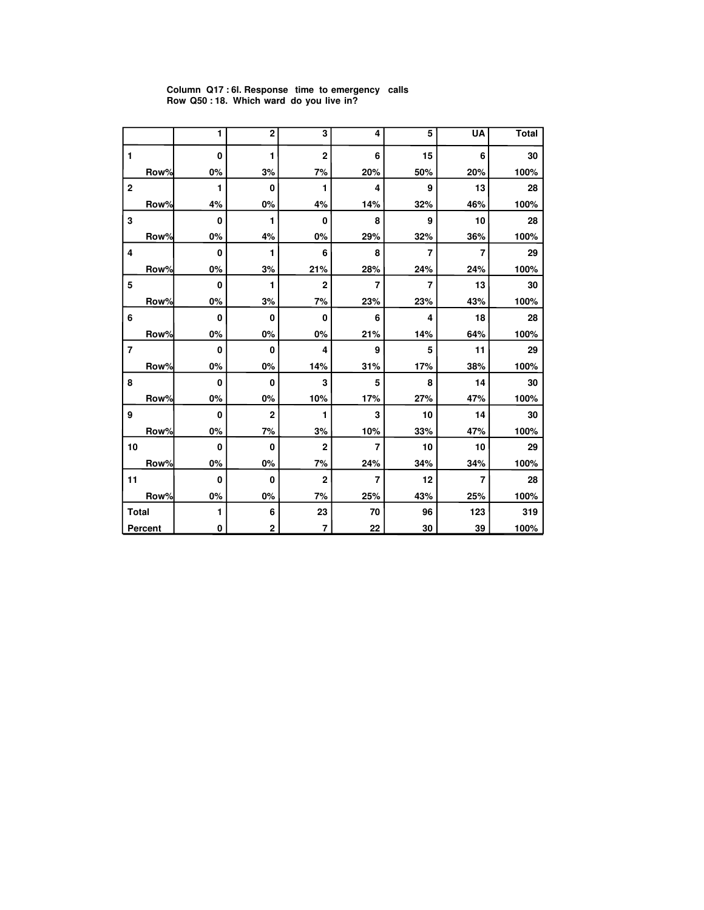**Column Q17 : 6l. Response time to emergency calls**
**Row Q50 : 18. Which ward do you live in?**

| | 1 | 2 | 3 | 4 | 5 | UA | Total |
|---|---|---|---|---|---|---|---|
| 1 | 0 | 1 | 2 | 6 | 15 | 6 | 30 |
| Row% | 0% | 3% | 7% | 20% | 50% | 20% | 100% |
| 2 | 1 | 0 | 1 | 4 | 9 | 13 | 28 |
| Row% | 4% | 0% | 4% | 14% | 32% | 46% | 100% |
| 3 | 0 | 1 | 0 | 8 | 9 | 10 | 28 |
| Row% | 0% | 4% | 0% | 29% | 32% | 36% | 100% |
| 4 | 0 | 1 | 6 | 8 | 7 | 7 | 29 |
| Row% | 0% | 3% | 21% | 28% | 24% | 24% | 100% |
| 5 | 0 | 1 | 2 | 7 | 7 | 13 | 30 |
| Row% | 0% | 3% | 7% | 23% | 23% | 43% | 100% |
| 6 | 0 | 0 | 0 | 6 | 4 | 18 | 28 |
| Row% | 0% | 0% | 0% | 21% | 14% | 64% | 100% |
| 7 | 0 | 0 | 4 | 9 | 5 | 11 | 29 |
| Row% | 0% | 0% | 14% | 31% | 17% | 38% | 100% |
| 8 | 0 | 0 | 3 | 5 | 8 | 14 | 30 |
| Row% | 0% | 0% | 10% | 17% | 27% | 47% | 100% |
| 9 | 0 | 2 | 1 | 3 | 10 | 14 | 30 |
| Row% | 0% | 7% | 3% | 10% | 33% | 47% | 100% |
| 10 | 0 | 0 | 2 | 7 | 10 | 10 | 29 |
| Row% | 0% | 0% | 7% | 24% | 34% | 34% | 100% |
| 11 | 0 | 0 | 2 | 7 | 12 | 7 | 28 |
| Row% | 0% | 0% | 7% | 25% | 43% | 25% | 100% |
| Total | 1 | 6 | 23 | 70 | 96 | 123 | 319 |
| Percent | 0 | 2 | 7 | 22 | 30 | 39 | 100% |